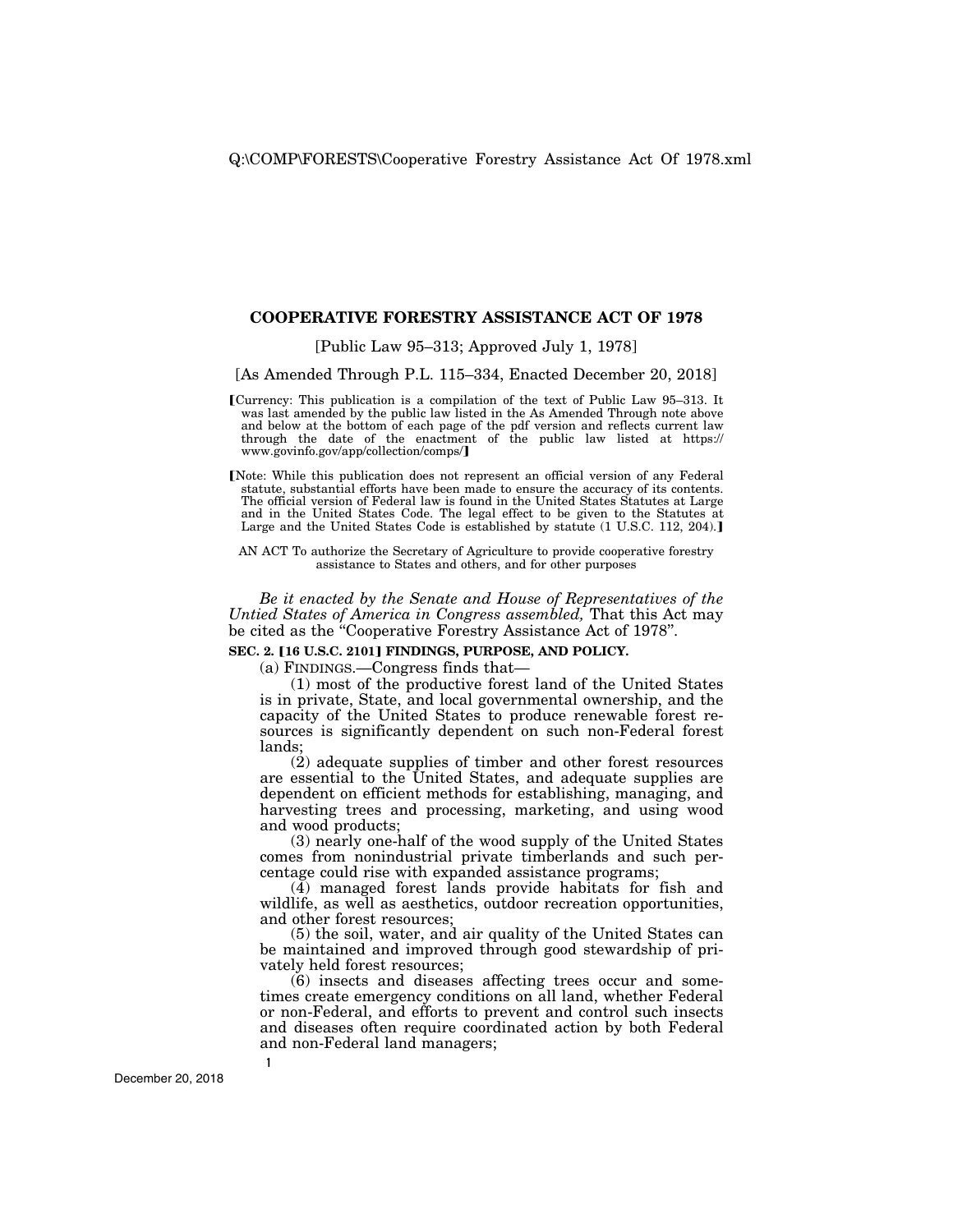# COOPERATIVE FORESTRY ASSISTANCE ACT OF 1978

[Public Law 95–313; Approved July 1, 1978]

[As Amended Through P.L. 115–334, Enacted December 20, 2018]

【Currency: This publication is a compilation of the text of Public Law 95–313. It was last amended by the public law listed in the As Amended Through note above and below at the bottom of each page of the pdf version and reflects current law through the date of the enactment of the public law listed at https://www.govinfo.gov/app/collection/comps/】

【Note: While this publication does not represent an official version of any Federal statute, substantial efforts have been made to ensure the accuracy of its contents. The official version of Federal law is found in the United States Statutes at Large and in the United States Code. The legal effect to be given to the Statutes at Large and the United States Code is established by statute (1 U.S.C. 112, 204).】

AN ACT To authorize the Secretary of Agriculture to provide cooperative forestry assistance to States and others, and for other purposes

*Be it enacted by the Senate and House of Representatives of the Untied States of America in Congress assembled,* That this Act may be cited as the "Cooperative Forestry Assistance Act of 1978".

**SEC. 2. 【16 U.S.C. 2101】 FINDINGS, PURPOSE, AND POLICY.**

(a) FINDINGS.—Congress finds that—

(1) most of the productive forest land of the United States is in private, State, and local governmental ownership, and the capacity of the United States to produce renewable forest resources is significantly dependent on such non-Federal forest lands;

(2) adequate supplies of timber and other forest resources are essential to the United States, and adequate supplies are dependent on efficient methods for establishing, managing, and harvesting trees and processing, marketing, and using wood and wood products;

(3) nearly one-half of the wood supply of the United States comes from nonindustrial private timberlands and such percentage could rise with expanded assistance programs;

(4) managed forest lands provide habitats for fish and wildlife, as well as aesthetics, outdoor recreation opportunities, and other forest resources;

(5) the soil, water, and air quality of the United States can be maintained and improved through good stewardship of privately held forest resources;

(6) insects and diseases affecting trees occur and sometimes create emergency conditions on all land, whether Federal or non-Federal, and efforts to prevent and control such insects and diseases often require coordinated action by both Federal and non-Federal land managers;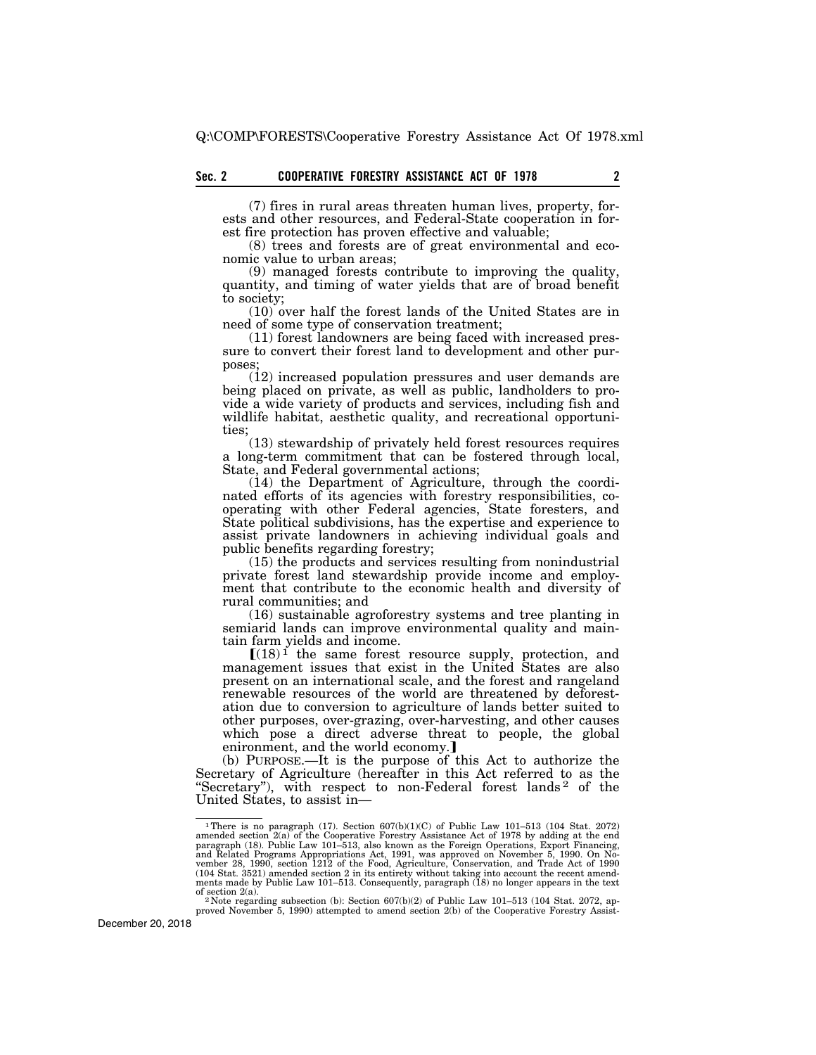(7) fires in rural areas threaten human lives, property, forests and other resources, and Federal-State cooperation in forest fire protection has proven effective and valuable;

(8) trees and forests are of great environmental and economic value to urban areas;

(9) managed forests contribute to improving the quality, quantity, and timing of water yields that are of broad benefit to society;

(10) over half the forest lands of the United States are in need of some type of conservation treatment;

(11) forest landowners are being faced with increased pressure to convert their forest land to development and other purposes;

(12) increased population pressures and user demands are being placed on private, as well as public, landholders to provide a wide variety of products and services, including fish and wildlife habitat, aesthetic quality, and recreational opportunities;

(13) stewardship of privately held forest resources requires a long-term commitment that can be fostered through local, State, and Federal governmental actions;

(14) the Department of Agriculture, through the coordinated efforts of its agencies with forestry responsibilities, cooperating with other Federal agencies, State foresters, and State political subdivisions, has the expertise and experience to assist private landowners in achieving individual goals and public benefits regarding forestry;

(15) the products and services resulting from nonindustrial private forest land stewardship provide income and employment that contribute to the economic health and diversity of rural communities; and

(16) sustainable agroforestry systems and tree planting in semiarid lands can improve environmental quality and maintain farm yields and income.

⟦(18)[1] the same forest resource supply, protection, and management issues that exist in the United States are also present on an international scale, and the forest and rangeland renewable resources of the world are threatened by deforestation due to conversion to agriculture of lands better suited to other purposes, over-grazing, over-harvesting, and other causes which pose a direct adverse threat to people, the global enironment, and the world economy.⟧

(b) PURPOSE.—It is the purpose of this Act to authorize the Secretary of Agriculture (hereafter in this Act referred to as the "Secretary"), with respect to non-Federal forest lands[2] of the United States, to assist in—

---

[1] There is no paragraph (17). Section 607(b)(1)(C) of Public Law 101–513 (104 Stat. 2072) amended section 2(a) of the Cooperative Forestry Assistance Act of 1978 by adding at the end paragraph (18). Public Law 101–513, also known as the Foreign Operations, Export Financing, and Related Programs Appropriations Act, 1991, was approved on November 5, 1990. On November 28, 1990, section 1212 of the Food, Agriculture, Conservation, and Trade Act of 1990 (104 Stat. 3521) amended section 2 in its entirety without taking into account the recent amendments made by Public Law 101–513. Consequently, paragraph (18) no longer appears in the text of section 2(a).

[2] Note regarding subsection (b): Section 607(b)(2) of Public Law 101–513 (104 Stat. 2072, approved November 5, 1990) attempted to amend section 2(b) of the Cooperative Forestry Assist-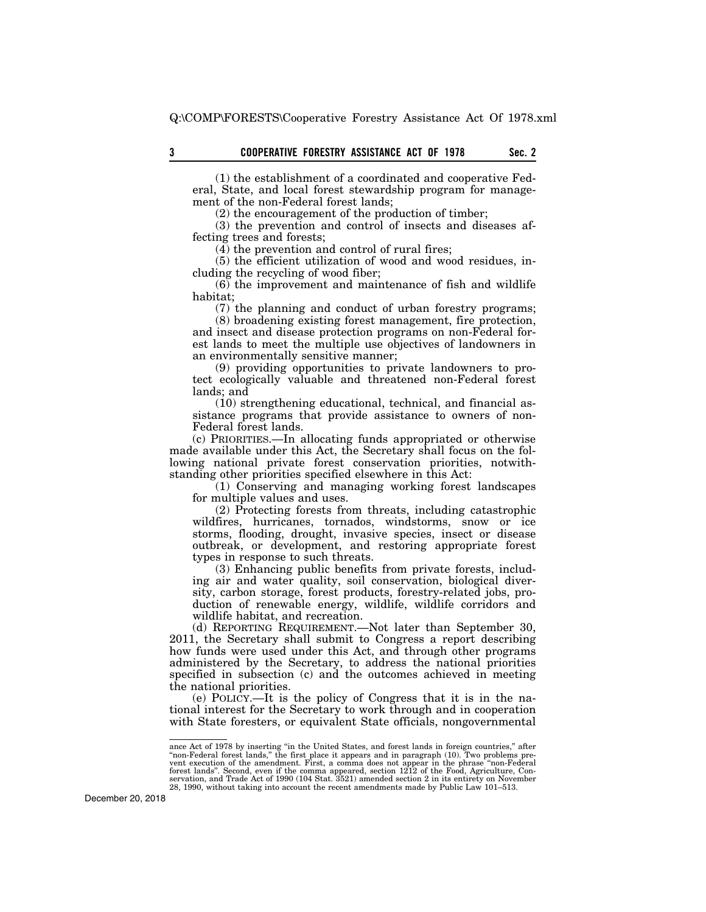(1) the establishment of a coordinated and cooperative Federal, State, and local forest stewardship program for management of the non-Federal forest lands;

(2) the encouragement of the production of timber;

(3) the prevention and control of insects and diseases affecting trees and forests;

(4) the prevention and control of rural fires;

(5) the efficient utilization of wood and wood residues, including the recycling of wood fiber;

(6) the improvement and maintenance of fish and wildlife habitat;

(7) the planning and conduct of urban forestry programs;

(8) broadening existing forest management, fire protection, and insect and disease protection programs on non-Federal forest lands to meet the multiple use objectives of landowners in an environmentally sensitive manner;

(9) providing opportunities to private landowners to protect ecologically valuable and threatened non-Federal forest lands; and

(10) strengthening educational, technical, and financial assistance programs that provide assistance to owners of non-Federal forest lands.

(c) PRIORITIES.—In allocating funds appropriated or otherwise made available under this Act, the Secretary shall focus on the following national private forest conservation priorities, notwithstanding other priorities specified elsewhere in this Act:

(1) Conserving and managing working forest landscapes for multiple values and uses.

(2) Protecting forests from threats, including catastrophic wildfires, hurricanes, tornados, windstorms, snow or ice storms, flooding, drought, invasive species, insect or disease outbreak, or development, and restoring appropriate forest types in response to such threats.

(3) Enhancing public benefits from private forests, including air and water quality, soil conservation, biological diversity, carbon storage, forest products, forestry-related jobs, production of renewable energy, wildlife, wildlife corridors and wildlife habitat, and recreation.

(d) REPORTING REQUIREMENT.—Not later than September 30, 2011, the Secretary shall submit to Congress a report describing how funds were used under this Act, and through other programs administered by the Secretary, to address the national priorities specified in subsection (c) and the outcomes achieved in meeting the national priorities.

(e) POLICY.—It is the policy of Congress that it is in the national interest for the Secretary to work through and in cooperation with State foresters, or equivalent State officials, nongovernmental

---

ance Act of 1978 by inserting "in the United States, and forest lands in foreign countries," after "non-Federal forest lands," the first place it appears and in paragraph (10). Two problems prevent execution of the amendment. First, a comma does not appear in the phrase "non-Federal forest lands". Second, even if the comma appeared, section 1212 of the Food, Agriculture, Conservation, and Trade Act of 1990 (104 Stat. 3521) amended section 2 in its entirety on November 28, 1990, without taking into account the recent amendments made by Public Law 101–513.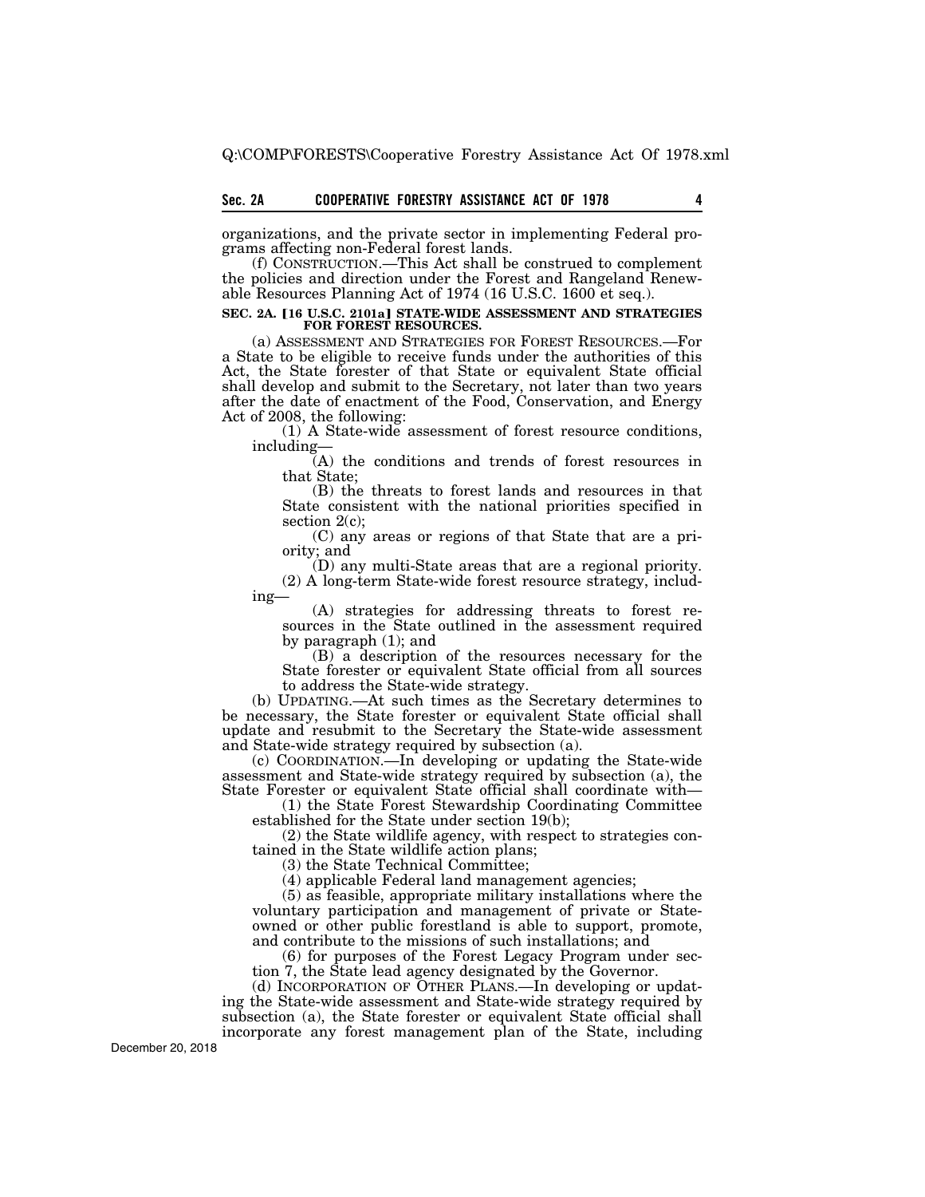organizations, and the private sector in implementing Federal programs affecting non-Federal forest lands.

(f) CONSTRUCTION.—This Act shall be construed to complement the policies and direction under the Forest and Rangeland Renewable Resources Planning Act of 1974 (16 U.S.C. 1600 et seq.).

**SEC. 2A. [16 U.S.C. 2101a] STATE-WIDE ASSESSMENT AND STRATEGIES FOR FOREST RESOURCES.**

(a) ASSESSMENT AND STRATEGIES FOR FOREST RESOURCES.—For a State to be eligible to receive funds under the authorities of this Act, the State forester of that State or equivalent State official shall develop and submit to the Secretary, not later than two years after the date of enactment of the Food, Conservation, and Energy Act of 2008, the following:

(1) A State-wide assessment of forest resource conditions, including—

(A) the conditions and trends of forest resources in that State;

(B) the threats to forest lands and resources in that State consistent with the national priorities specified in section 2(c);

(C) any areas or regions of that State that are a priority; and

(D) any multi-State areas that are a regional priority.

(2) A long-term State-wide forest resource strategy, including—

(A) strategies for addressing threats to forest resources in the State outlined in the assessment required by paragraph (1); and

(B) a description of the resources necessary for the State forester or equivalent State official from all sources to address the State-wide strategy.

(b) UPDATING.—At such times as the Secretary determines to be necessary, the State forester or equivalent State official shall update and resubmit to the Secretary the State-wide assessment and State-wide strategy required by subsection (a).

(c) COORDINATION.—In developing or updating the State-wide assessment and State-wide strategy required by subsection (a), the State Forester or equivalent State official shall coordinate with—

(1) the State Forest Stewardship Coordinating Committee established for the State under section 19(b);

(2) the State wildlife agency, with respect to strategies contained in the State wildlife action plans;

(3) the State Technical Committee;

(4) applicable Federal land management agencies;

(5) as feasible, appropriate military installations where the voluntary participation and management of private or State-owned or other public forestland is able to support, promote, and contribute to the missions of such installations; and

(6) for purposes of the Forest Legacy Program under section 7, the State lead agency designated by the Governor.

(d) INCORPORATION OF OTHER PLANS.—In developing or updating the State-wide assessment and State-wide strategy required by subsection (a), the State forester or equivalent State official shall incorporate any forest management plan of the State, including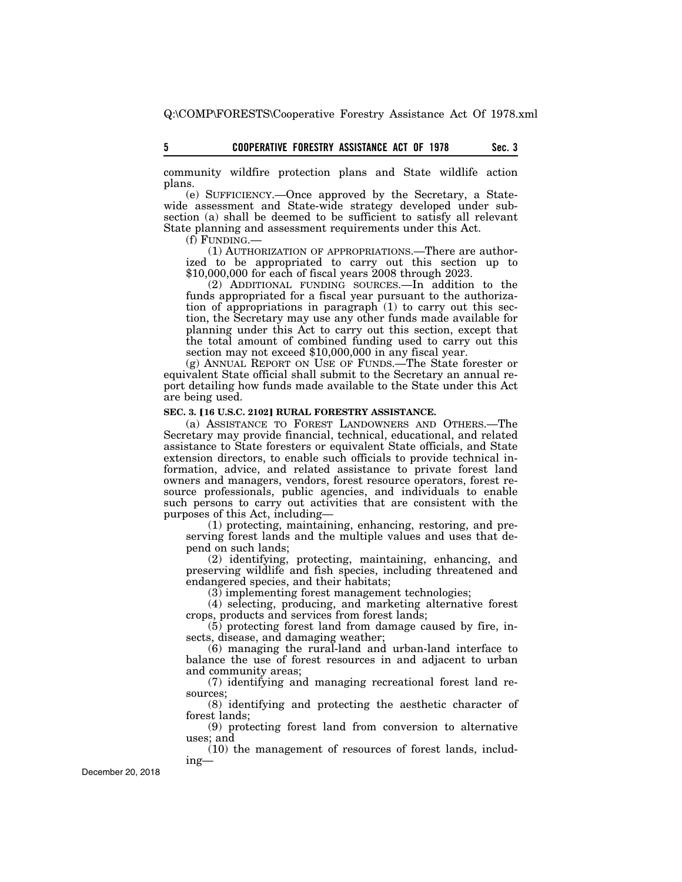community wildfire protection plans and State wildlife action plans.

(e) SUFFICIENCY.—Once approved by the Secretary, a Statewide assessment and State-wide strategy developed under subsection (a) shall be deemed to be sufficient to satisfy all relevant State planning and assessment requirements under this Act.

(f) FUNDING.—

(1) AUTHORIZATION OF APPROPRIATIONS.—There are authorized to be appropriated to carry out this section up to $10,000,000 for each of fiscal years 2008 through 2023.

(2) ADDITIONAL FUNDING SOURCES.—In addition to the funds appropriated for a fiscal year pursuant to the authorization of appropriations in paragraph (1) to carry out this section, the Secretary may use any other funds made available for planning under this Act to carry out this section, except that the total amount of combined funding used to carry out this section may not exceed $10,000,000 in any fiscal year.

(g) ANNUAL REPORT ON USE OF FUNDS.—The State forester or equivalent State official shall submit to the Secretary an annual report detailing how funds made available to the State under this Act are being used.

**SEC. 3. [16 U.S.C. 2102] RURAL FORESTRY ASSISTANCE.**

(a) ASSISTANCE TO FOREST LANDOWNERS AND OTHERS.—The Secretary may provide financial, technical, educational, and related assistance to State foresters or equivalent State officials, and State extension directors, to enable such officials to provide technical information, advice, and related assistance to private forest land owners and managers, vendors, forest resource operators, forest resource professionals, public agencies, and individuals to enable such persons to carry out activities that are consistent with the purposes of this Act, including—

(1) protecting, maintaining, enhancing, restoring, and preserving forest lands and the multiple values and uses that depend on such lands;

(2) identifying, protecting, maintaining, enhancing, and preserving wildlife and fish species, including threatened and endangered species, and their habitats;

(3) implementing forest management technologies;

(4) selecting, producing, and marketing alternative forest crops, products and services from forest lands;

(5) protecting forest land from damage caused by fire, insects, disease, and damaging weather;

(6) managing the rural-land and urban-land interface to balance the use of forest resources in and adjacent to urban and community areas;

(7) identifying and managing recreational forest land resources;

(8) identifying and protecting the aesthetic character of forest lands;

(9) protecting forest land from conversion to alternative uses; and

(10) the management of resources of forest lands, including—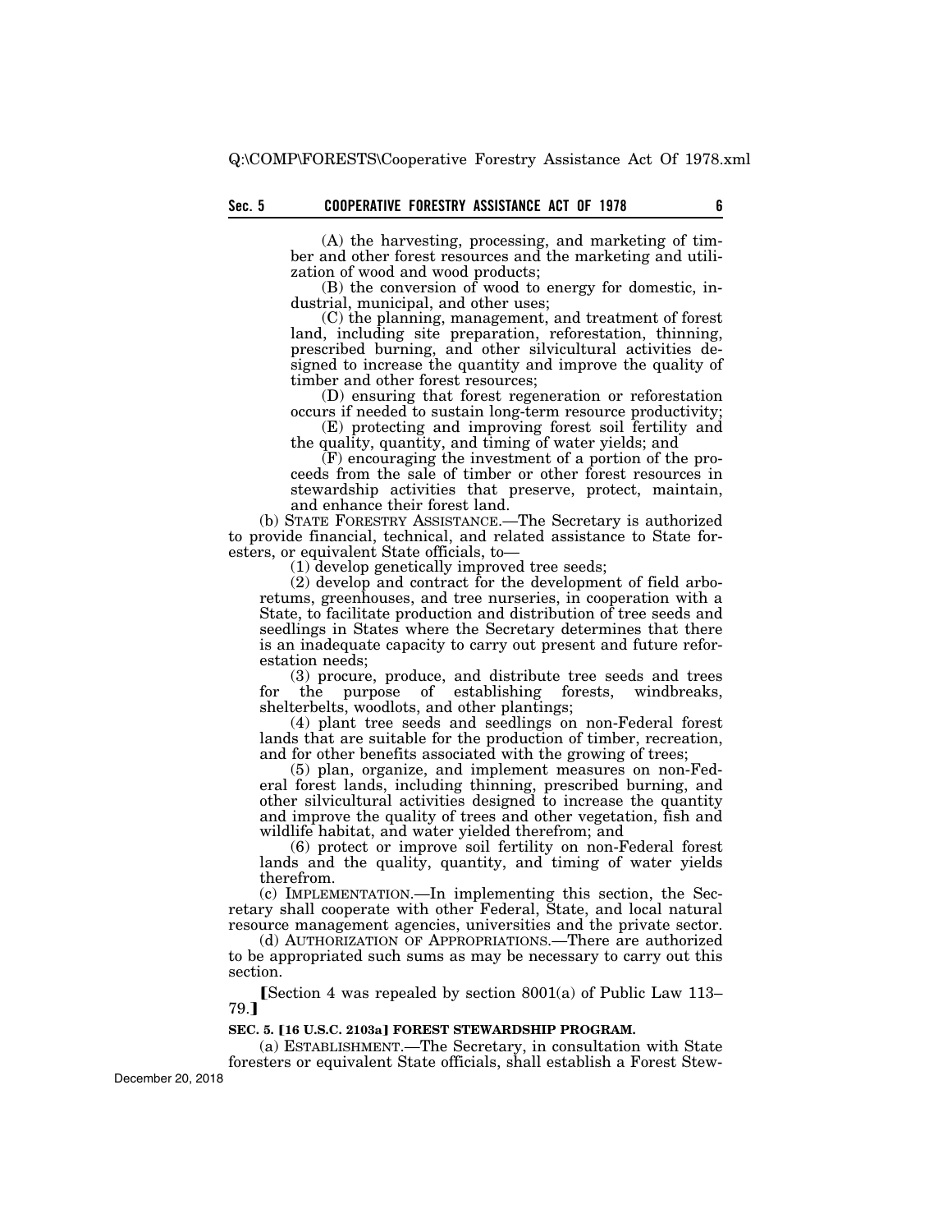(A) the harvesting, processing, and marketing of timber and other forest resources and the marketing and utilization of wood and wood products;

(B) the conversion of wood to energy for domestic, industrial, municipal, and other uses;

(C) the planning, management, and treatment of forest land, including site preparation, reforestation, thinning, prescribed burning, and other silvicultural activities designed to increase the quantity and improve the quality of timber and other forest resources;

(D) ensuring that forest regeneration or reforestation occurs if needed to sustain long-term resource productivity;

(E) protecting and improving forest soil fertility and the quality, quantity, and timing of water yields; and

(F) encouraging the investment of a portion of the proceeds from the sale of timber or other forest resources in stewardship activities that preserve, protect, maintain, and enhance their forest land.

(b) STATE FORESTRY ASSISTANCE.—The Secretary is authorized to provide financial, technical, and related assistance to State foresters, or equivalent State officials, to—

(1) develop genetically improved tree seeds;

(2) develop and contract for the development of field arboretums, greenhouses, and tree nurseries, in cooperation with a State, to facilitate production and distribution of tree seeds and seedlings in States where the Secretary determines that there is an inadequate capacity to carry out present and future reforestation needs;

(3) procure, produce, and distribute tree seeds and trees for the purpose of establishing forests, windbreaks, shelterbelts, woodlots, and other plantings;

(4) plant tree seeds and seedlings on non-Federal forest lands that are suitable for the production of timber, recreation, and for other benefits associated with the growing of trees;

(5) plan, organize, and implement measures on non-Federal forest lands, including thinning, prescribed burning, and other silvicultural activities designed to increase the quantity and improve the quality of trees and other vegetation, fish and wildlife habitat, and water yielded therefrom; and

(6) protect or improve soil fertility on non-Federal forest lands and the quality, quantity, and timing of water yields therefrom.

(c) IMPLEMENTATION.—In implementing this section, the Secretary shall cooperate with other Federal, State, and local natural resource management agencies, universities and the private sector.

(d) AUTHORIZATION OF APPROPRIATIONS.—There are authorized to be appropriated such sums as may be necessary to carry out this section.

[Section 4 was repealed by section 8001(a) of Public Law 113–79.]

**SEC. 5. [16 U.S.C. 2103a] FOREST STEWARDSHIP PROGRAM.**

(a) ESTABLISHMENT.—The Secretary, in consultation with State foresters or equivalent State officials, shall establish a Forest Stew-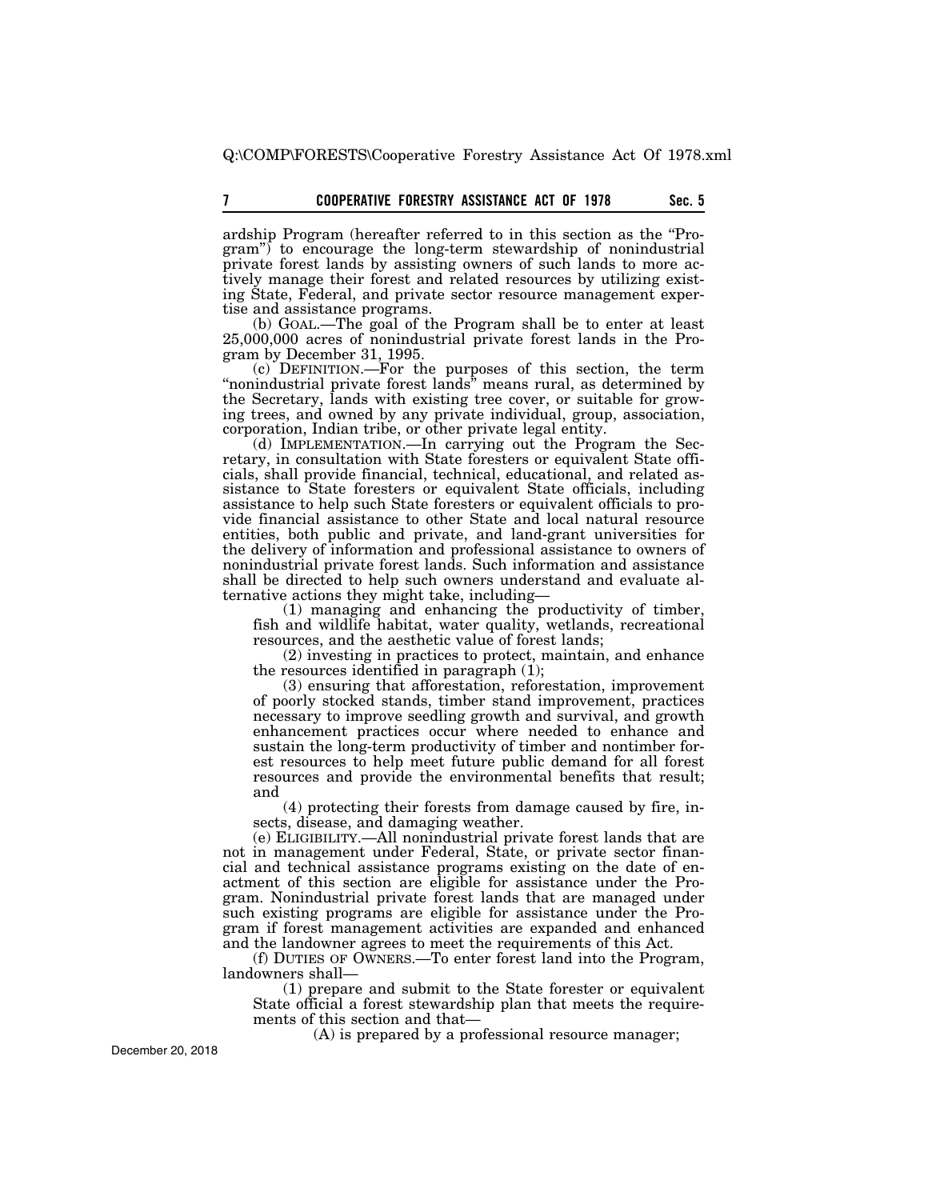ardship Program (hereafter referred to in this section as the "Program") to encourage the long-term stewardship of nonindustrial private forest lands by assisting owners of such lands to more actively manage their forest and related resources by utilizing existing State, Federal, and private sector resource management expertise and assistance programs.

(b) GOAL.—The goal of the Program shall be to enter at least 25,000,000 acres of nonindustrial private forest lands in the Program by December 31, 1995.

(c) DEFINITION.—For the purposes of this section, the term "nonindustrial private forest lands" means rural, as determined by the Secretary, lands with existing tree cover, or suitable for growing trees, and owned by any private individual, group, association, corporation, Indian tribe, or other private legal entity.

(d) IMPLEMENTATION.—In carrying out the Program the Secretary, in consultation with State foresters or equivalent State officials, shall provide financial, technical, educational, and related assistance to State foresters or equivalent State officials, including assistance to help such State foresters or equivalent officials to provide financial assistance to other State and local natural resource entities, both public and private, and land-grant universities for the delivery of information and professional assistance to owners of nonindustrial private forest lands. Such information and assistance shall be directed to help such owners understand and evaluate alternative actions they might take, including—

(1) managing and enhancing the productivity of timber, fish and wildlife habitat, water quality, wetlands, recreational resources, and the aesthetic value of forest lands;

(2) investing in practices to protect, maintain, and enhance the resources identified in paragraph (1);

(3) ensuring that afforestation, reforestation, improvement of poorly stocked stands, timber stand improvement, practices necessary to improve seedling growth and survival, and growth enhancement practices occur where needed to enhance and sustain the long-term productivity of timber and nontimber forest resources to help meet future public demand for all forest resources and provide the environmental benefits that result; and

(4) protecting their forests from damage caused by fire, insects, disease, and damaging weather.

(e) ELIGIBILITY.—All nonindustrial private forest lands that are not in management under Federal, State, or private sector financial and technical assistance programs existing on the date of enactment of this section are eligible for assistance under the Program. Nonindustrial private forest lands that are managed under such existing programs are eligible for assistance under the Program if forest management activities are expanded and enhanced and the landowner agrees to meet the requirements of this Act.

(f) DUTIES OF OWNERS.—To enter forest land into the Program, landowners shall—

(1) prepare and submit to the State forester or equivalent State official a forest stewardship plan that meets the requirements of this section and that—

(A) is prepared by a professional resource manager;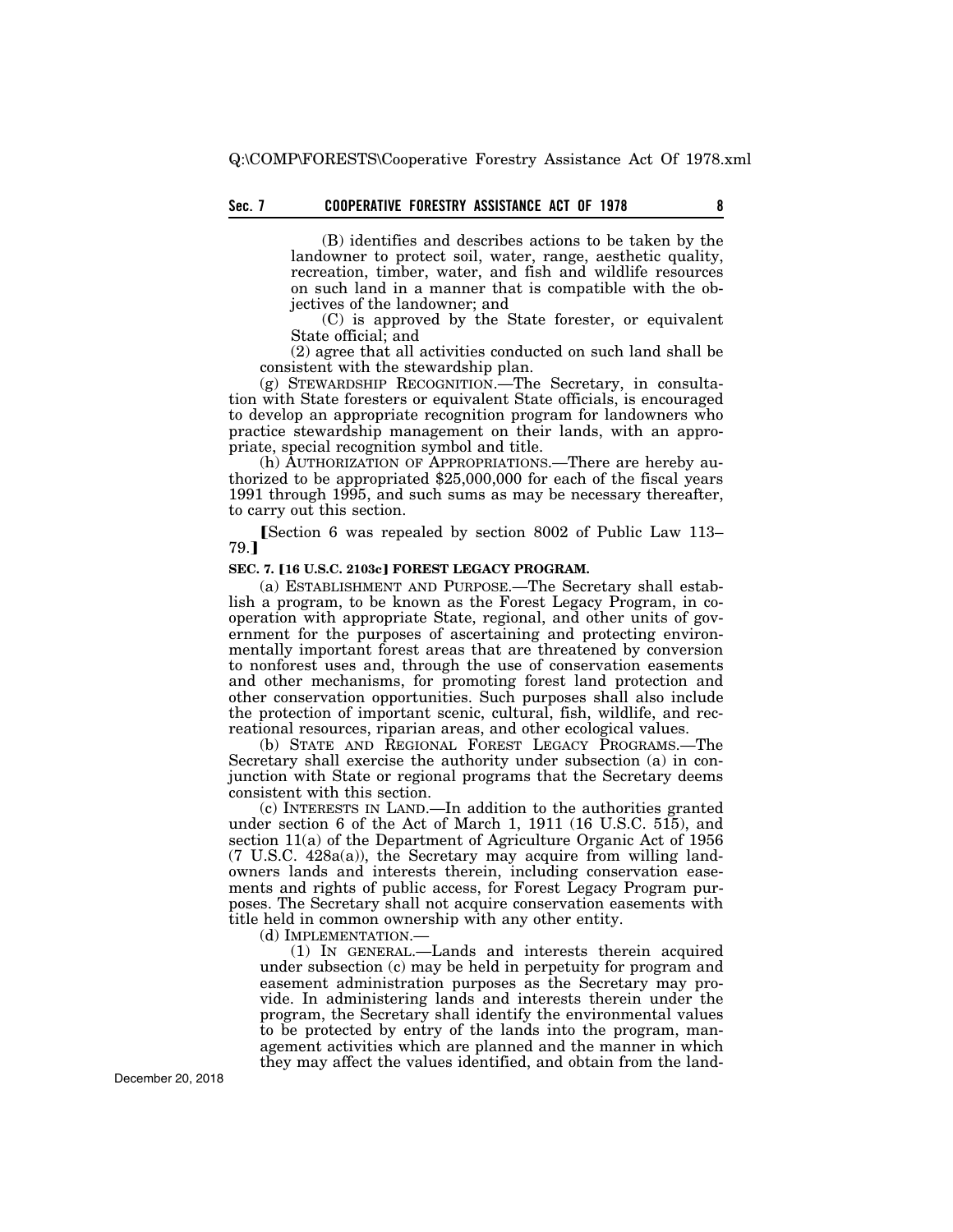(B) identifies and describes actions to be taken by the landowner to protect soil, water, range, aesthetic quality, recreation, timber, water, and fish and wildlife resources on such land in a manner that is compatible with the objectives of the landowner; and

(C) is approved by the State forester, or equivalent State official; and

(2) agree that all activities conducted on such land shall be consistent with the stewardship plan.

(g) STEWARDSHIP RECOGNITION.—The Secretary, in consultation with State foresters or equivalent State officials, is encouraged to develop an appropriate recognition program for landowners who practice stewardship management on their lands, with an appropriate, special recognition symbol and title.

(h) AUTHORIZATION OF APPROPRIATIONS.—There are hereby authorized to be appropriated $25,000,000 for each of the fiscal years 1991 through 1995, and such sums as may be necessary thereafter, to carry out this section.

【Section 6 was repealed by section 8002 of Public Law 113–79.】

**SEC. 7. 【16 U.S.C. 2103c】 FOREST LEGACY PROGRAM.**

(a) ESTABLISHMENT AND PURPOSE.—The Secretary shall establish a program, to be known as the Forest Legacy Program, in cooperation with appropriate State, regional, and other units of government for the purposes of ascertaining and protecting environmentally important forest areas that are threatened by conversion to nonforest uses and, through the use of conservation easements and other mechanisms, for promoting forest land protection and other conservation opportunities. Such purposes shall also include the protection of important scenic, cultural, fish, wildlife, and recreational resources, riparian areas, and other ecological values.

(b) STATE AND REGIONAL FOREST LEGACY PROGRAMS.—The Secretary shall exercise the authority under subsection (a) in conjunction with State or regional programs that the Secretary deems consistent with this section.

(c) INTERESTS IN LAND.—In addition to the authorities granted under section 6 of the Act of March 1, 1911 (16 U.S.C. 515), and section 11(a) of the Department of Agriculture Organic Act of 1956 (7 U.S.C. 428a(a)), the Secretary may acquire from willing landowners lands and interests therein, including conservation easements and rights of public access, for Forest Legacy Program purposes. The Secretary shall not acquire conservation easements with title held in common ownership with any other entity.

(d) IMPLEMENTATION.—

(1) IN GENERAL.—Lands and interests therein acquired under subsection (c) may be held in perpetuity for program and easement administration purposes as the Secretary may provide. In administering lands and interests therein under the program, the Secretary shall identify the environmental values to be protected by entry of the lands into the program, management activities which are planned and the manner in which they may affect the values identified, and obtain from the land-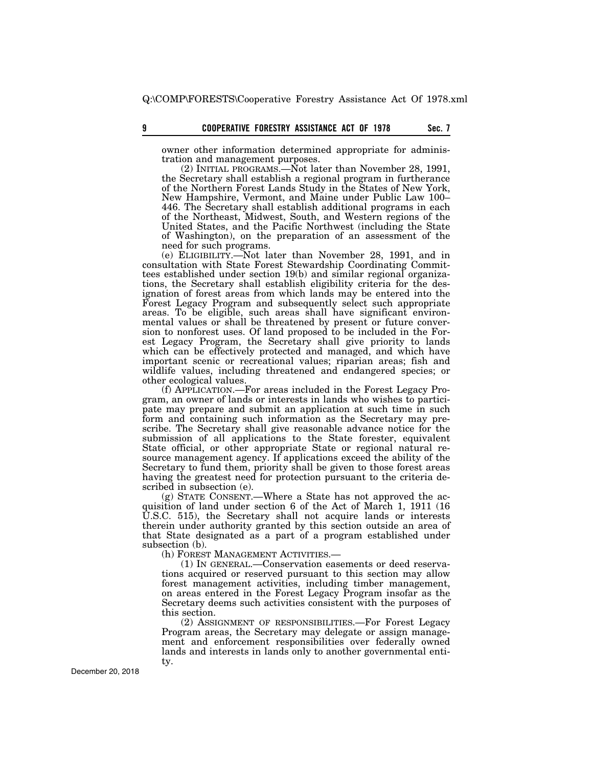owner other information determined appropriate for administration and management purposes.

(2) INITIAL PROGRAMS.—Not later than November 28, 1991, the Secretary shall establish a regional program in furtherance of the Northern Forest Lands Study in the States of New York, New Hampshire, Vermont, and Maine under Public Law 100–446. The Secretary shall establish additional programs in each of the Northeast, Midwest, South, and Western regions of the United States, and the Pacific Northwest (including the State of Washington), on the preparation of an assessment of the need for such programs.

(e) ELIGIBILITY.—Not later than November 28, 1991, and in consultation with State Forest Stewardship Coordinating Committees established under section 19(b) and similar regional organizations, the Secretary shall establish eligibility criteria for the designation of forest areas from which lands may be entered into the Forest Legacy Program and subsequently select such appropriate areas. To be eligible, such areas shall have significant environmental values or shall be threatened by present or future conversion to nonforest uses. Of land proposed to be included in the Forest Legacy Program, the Secretary shall give priority to lands which can be effectively protected and managed, and which have important scenic or recreational values; riparian areas; fish and wildlife values, including threatened and endangered species; or other ecological values.

(f) APPLICATION.—For areas included in the Forest Legacy Program, an owner of lands or interests in lands who wishes to participate may prepare and submit an application at such time in such form and containing such information as the Secretary may prescribe. The Secretary shall give reasonable advance notice for the submission of all applications to the State forester, equivalent State official, or other appropriate State or regional natural resource management agency. If applications exceed the ability of the Secretary to fund them, priority shall be given to those forest areas having the greatest need for protection pursuant to the criteria described in subsection (e).

(g) STATE CONSENT.—Where a State has not approved the acquisition of land under section 6 of the Act of March 1, 1911 (16 U.S.C. 515), the Secretary shall not acquire lands or interests therein under authority granted by this section outside an area of that State designated as a part of a program established under subsection (b).

(h) FOREST MANAGEMENT ACTIVITIES.—

(1) IN GENERAL.—Conservation easements or deed reservations acquired or reserved pursuant to this section may allow forest management activities, including timber management, on areas entered in the Forest Legacy Program insofar as the Secretary deems such activities consistent with the purposes of this section.

(2) ASSIGNMENT OF RESPONSIBILITIES.—For Forest Legacy Program areas, the Secretary may delegate or assign management and enforcement responsibilities over federally owned lands and interests in lands only to another governmental entity.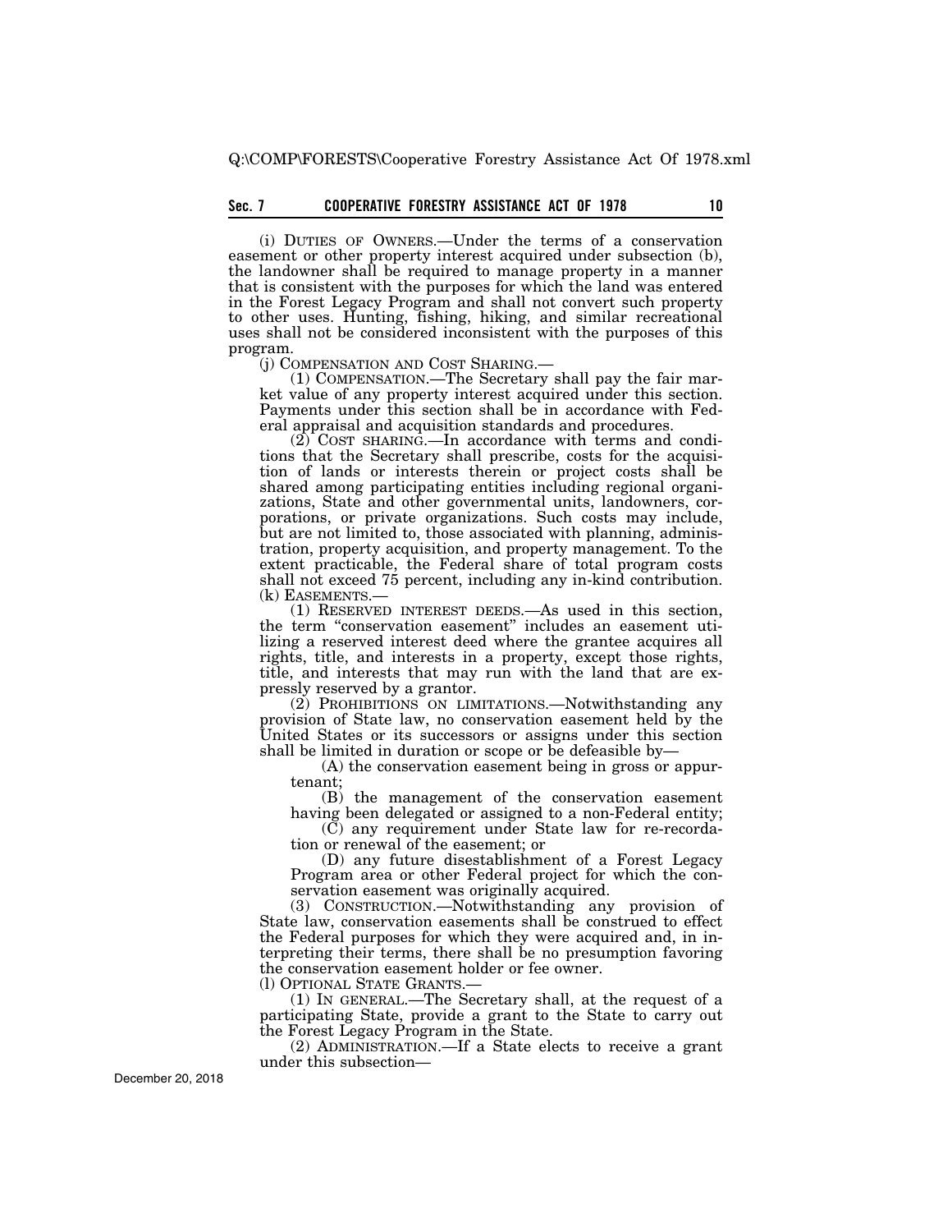(i) DUTIES OF OWNERS.—Under the terms of a conservation easement or other property interest acquired under subsection (b), the landowner shall be required to manage property in a manner that is consistent with the purposes for which the land was entered in the Forest Legacy Program and shall not convert such property to other uses. Hunting, fishing, hiking, and similar recreational uses shall not be considered inconsistent with the purposes of this program.

(j) COMPENSATION AND COST SHARING.—

(1) COMPENSATION.—The Secretary shall pay the fair market value of any property interest acquired under this section. Payments under this section shall be in accordance with Federal appraisal and acquisition standards and procedures.

(2) COST SHARING.—In accordance with terms and conditions that the Secretary shall prescribe, costs for the acquisition of lands or interests therein or project costs shall be shared among participating entities including regional organizations, State and other governmental units, landowners, corporations, or private organizations. Such costs may include, but are not limited to, those associated with planning, administration, property acquisition, and property management. To the extent practicable, the Federal share of total program costs shall not exceed 75 percent, including any in-kind contribution.

(k) EASEMENTS.—

(1) RESERVED INTEREST DEEDS.—As used in this section, the term "conservation easement" includes an easement utilizing a reserved interest deed where the grantee acquires all rights, title, and interests in a property, except those rights, title, and interests that may run with the land that are expressly reserved by a grantor.

(2) PROHIBITIONS ON LIMITATIONS.—Notwithstanding any provision of State law, no conservation easement held by the United States or its successors or assigns under this section shall be limited in duration or scope or be defeasible by—

(A) the conservation easement being in gross or appurtenant;

(B) the management of the conservation easement having been delegated or assigned to a non-Federal entity;

(C) any requirement under State law for re-recordation or renewal of the easement; or

(D) any future disestablishment of a Forest Legacy Program area or other Federal project for which the conservation easement was originally acquired.

(3) CONSTRUCTION.—Notwithstanding any provision of State law, conservation easements shall be construed to effect the Federal purposes for which they were acquired and, in interpreting their terms, there shall be no presumption favoring the conservation easement holder or fee owner.

(l) OPTIONAL STATE GRANTS.—

(1) IN GENERAL.—The Secretary shall, at the request of a participating State, provide a grant to the State to carry out the Forest Legacy Program in the State.

(2) ADMINISTRATION.—If a State elects to receive a grant under this subsection—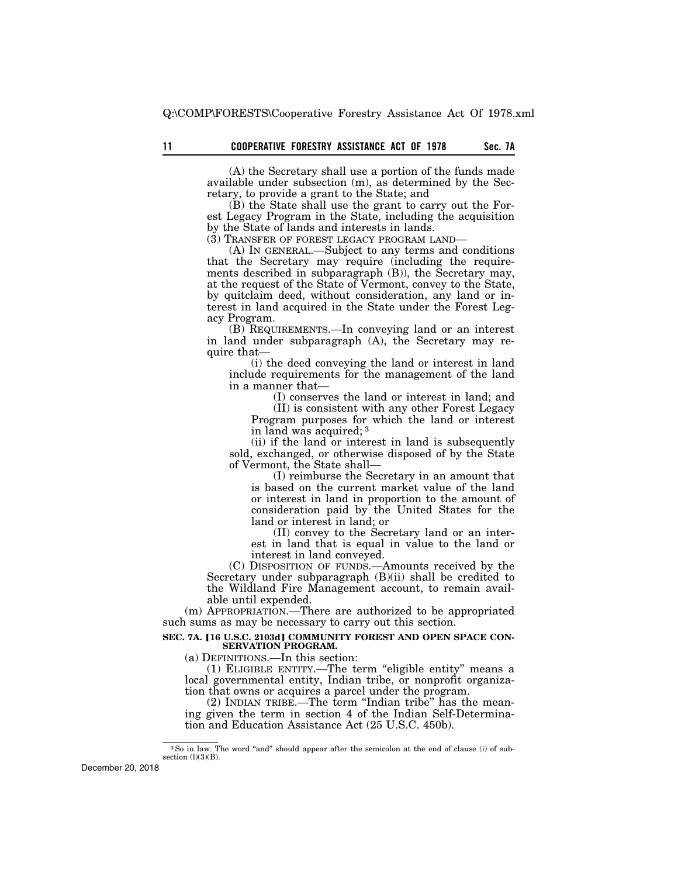(A) the Secretary shall use a portion of the funds made available under subsection (m), as determined by the Secretary, to provide a grant to the State; and

(B) the State shall use the grant to carry out the Forest Legacy Program in the State, including the acquisition by the State of lands and interests in lands.

(3) TRANSFER OF FOREST LEGACY PROGRAM LAND—

(A) IN GENERAL.—Subject to any terms and conditions that the Secretary may require (including the requirements described in subparagraph (B)), the Secretary may, at the request of the State of Vermont, convey to the State, by quitclaim deed, without consideration, any land or interest in land acquired in the State under the Forest Legacy Program.

(B) REQUIREMENTS.—In conveying land or an interest in land under subparagraph (A), the Secretary may require that—

(i) the deed conveying the land or interest in land include requirements for the management of the land in a manner that—

(I) conserves the land or interest in land; and

(II) is consistent with any other Forest Legacy Program purposes for which the land or interest in land was acquired; [3]

(ii) if the land or interest in land is subsequently sold, exchanged, or otherwise disposed of by the State of Vermont, the State shall—

(I) reimburse the Secretary in an amount that is based on the current market value of the land or interest in land in proportion to the amount of consideration paid by the United States for the land or interest in land; or

(II) convey to the Secretary land or an interest in land that is equal in value to the land or interest in land conveyed.

(C) DISPOSITION OF FUNDS.—Amounts received by the Secretary under subparagraph (B)(ii) shall be credited to the Wildland Fire Management account, to remain available until expended.

(m) APPROPRIATION.—There are authorized to be appropriated such sums as may be necessary to carry out this section.

**SEC. 7A. [16 U.S.C. 2103d] COMMUNITY FOREST AND OPEN SPACE CONSERVATION PROGRAM.**

(a) DEFINITIONS.—In this section:

(1) ELIGIBLE ENTITY.—The term "eligible entity" means a local governmental entity, Indian tribe, or nonprofit organization that owns or acquires a parcel under the program.

(2) INDIAN TRIBE.—The term "Indian tribe" has the meaning given the term in section 4 of the Indian Self-Determination and Education Assistance Act (25 U.S.C. 450b).

---

[3] So in law. The word "and" should appear after the semicolon at the end of clause (i) of subsection (l)(3)(B).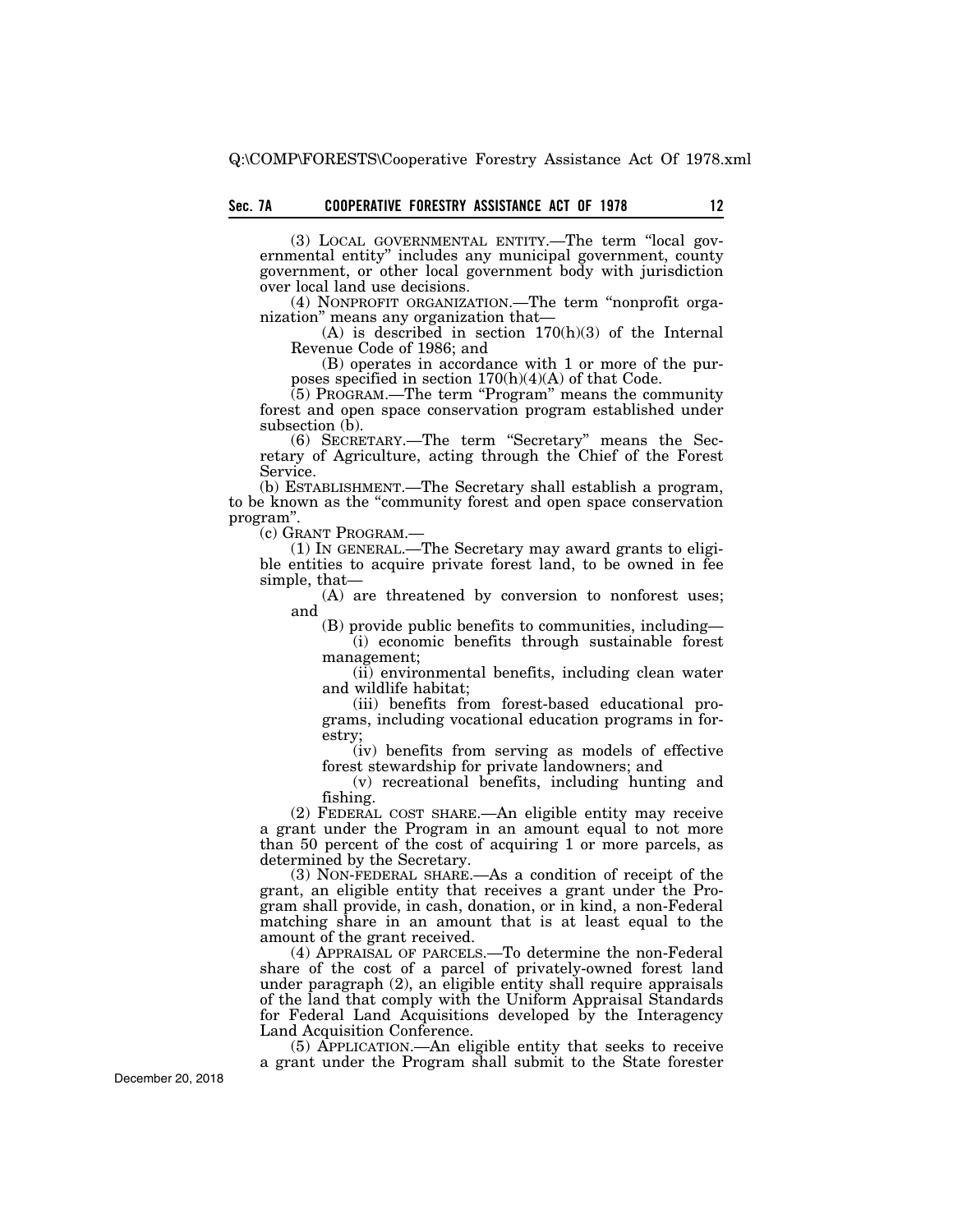(3) LOCAL GOVERNMENTAL ENTITY.—The term "local governmental entity" includes any municipal government, county government, or other local government body with jurisdiction over local land use decisions.

(4) NONPROFIT ORGANIZATION.—The term "nonprofit organization" means any organization that—

(A) is described in section 170(h)(3) of the Internal Revenue Code of 1986; and

(B) operates in accordance with 1 or more of the purposes specified in section 170(h)(4)(A) of that Code.

(5) PROGRAM.—The term "Program" means the community forest and open space conservation program established under subsection (b).

(6) SECRETARY.—The term "Secretary" means the Secretary of Agriculture, acting through the Chief of the Forest Service.

(b) ESTABLISHMENT.—The Secretary shall establish a program, to be known as the "community forest and open space conservation program".

(c) GRANT PROGRAM.—

(1) IN GENERAL.—The Secretary may award grants to eligible entities to acquire private forest land, to be owned in fee simple, that—

(A) are threatened by conversion to nonforest uses; and

(B) provide public benefits to communities, including—

(i) economic benefits through sustainable forest management;

(ii) environmental benefits, including clean water and wildlife habitat;

(iii) benefits from forest-based educational programs, including vocational education programs in forestry;

(iv) benefits from serving as models of effective forest stewardship for private landowners; and

(v) recreational benefits, including hunting and fishing.

(2) FEDERAL COST SHARE.—An eligible entity may receive a grant under the Program in an amount equal to not more than 50 percent of the cost of acquiring 1 or more parcels, as determined by the Secretary.

(3) NON-FEDERAL SHARE.—As a condition of receipt of the grant, an eligible entity that receives a grant under the Program shall provide, in cash, donation, or in kind, a non-Federal matching share in an amount that is at least equal to the amount of the grant received.

(4) APPRAISAL OF PARCELS.—To determine the non-Federal share of the cost of a parcel of privately-owned forest land under paragraph (2), an eligible entity shall require appraisals of the land that comply with the Uniform Appraisal Standards for Federal Land Acquisitions developed by the Interagency Land Acquisition Conference.

(5) APPLICATION.—An eligible entity that seeks to receive a grant under the Program shall submit to the State forester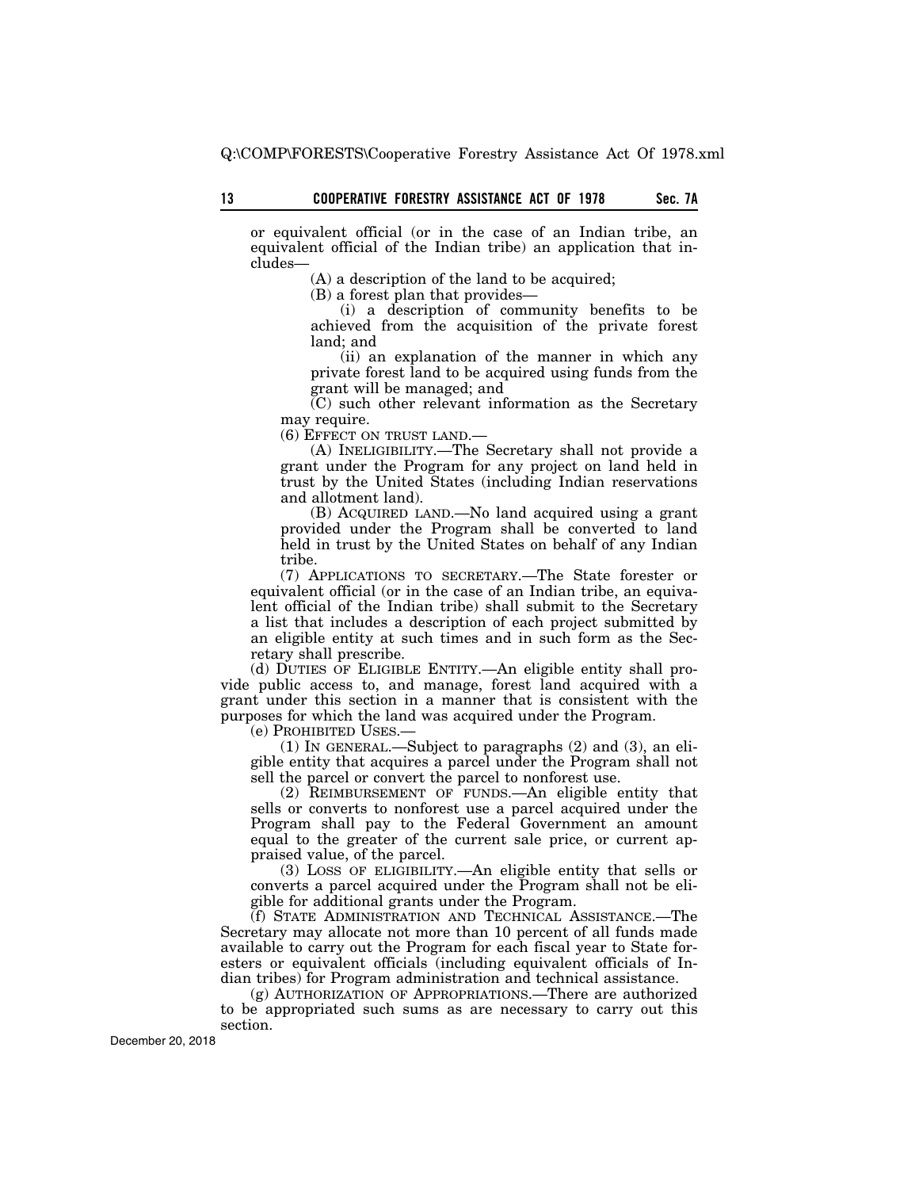or equivalent official (or in the case of an Indian tribe, an equivalent official of the Indian tribe) an application that includes—

(A) a description of the land to be acquired;

(B) a forest plan that provides—

(i) a description of community benefits to be achieved from the acquisition of the private forest land; and

(ii) an explanation of the manner in which any private forest land to be acquired using funds from the grant will be managed; and

(C) such other relevant information as the Secretary may require.

(6) EFFECT ON TRUST LAND.—

(A) INELIGIBILITY.—The Secretary shall not provide a grant under the Program for any project on land held in trust by the United States (including Indian reservations and allotment land).

(B) ACQUIRED LAND.—No land acquired using a grant provided under the Program shall be converted to land held in trust by the United States on behalf of any Indian tribe.

(7) APPLICATIONS TO SECRETARY.—The State forester or equivalent official (or in the case of an Indian tribe, an equivalent official of the Indian tribe) shall submit to the Secretary a list that includes a description of each project submitted by an eligible entity at such times and in such form as the Secretary shall prescribe.

(d) DUTIES OF ELIGIBLE ENTITY.—An eligible entity shall provide public access to, and manage, forest land acquired with a grant under this section in a manner that is consistent with the purposes for which the land was acquired under the Program.

(e) PROHIBITED USES.—

(1) IN GENERAL.—Subject to paragraphs (2) and (3), an eligible entity that acquires a parcel under the Program shall not sell the parcel or convert the parcel to nonforest use.

(2) REIMBURSEMENT OF FUNDS.—An eligible entity that sells or converts to nonforest use a parcel acquired under the Program shall pay to the Federal Government an amount equal to the greater of the current sale price, or current appraised value, of the parcel.

(3) LOSS OF ELIGIBILITY.—An eligible entity that sells or converts a parcel acquired under the Program shall not be eligible for additional grants under the Program.

(f) STATE ADMINISTRATION AND TECHNICAL ASSISTANCE.—The Secretary may allocate not more than 10 percent of all funds made available to carry out the Program for each fiscal year to State foresters or equivalent officials (including equivalent officials of Indian tribes) for Program administration and technical assistance.

(g) AUTHORIZATION OF APPROPRIATIONS.—There are authorized to be appropriated such sums as are necessary to carry out this section.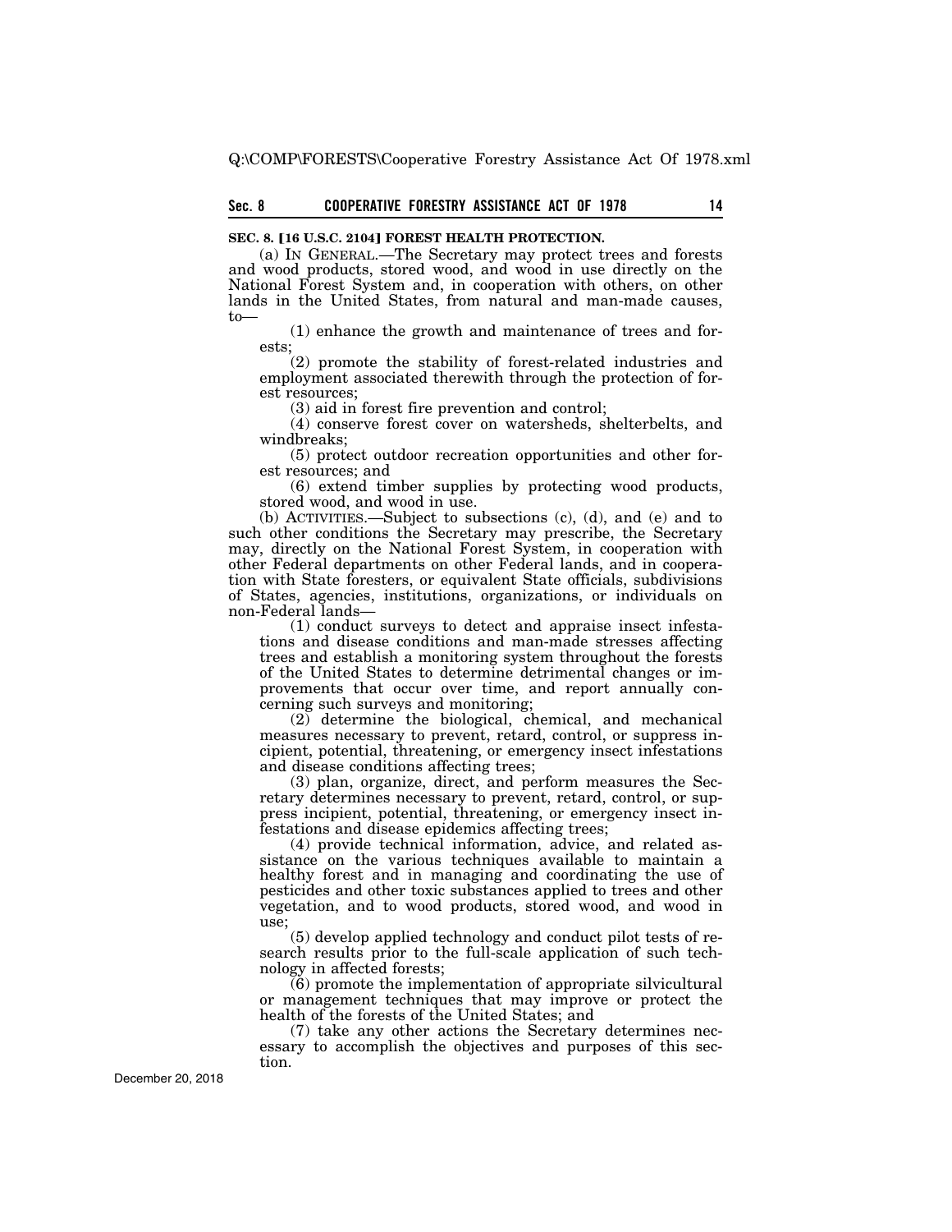**SEC. 8. [16 U.S.C. 2104] FOREST HEALTH PROTECTION.**

(a) IN GENERAL.—The Secretary may protect trees and forests and wood products, stored wood, and wood in use directly on the National Forest System and, in cooperation with others, on other lands in the United States, from natural and man-made causes, to—

(1) enhance the growth and maintenance of trees and forests;

(2) promote the stability of forest-related industries and employment associated therewith through the protection of forest resources;

(3) aid in forest fire prevention and control;

(4) conserve forest cover on watersheds, shelterbelts, and windbreaks;

(5) protect outdoor recreation opportunities and other forest resources; and

(6) extend timber supplies by protecting wood products, stored wood, and wood in use.

(b) ACTIVITIES.—Subject to subsections (c), (d), and (e) and to such other conditions the Secretary may prescribe, the Secretary may, directly on the National Forest System, in cooperation with other Federal departments on other Federal lands, and in cooperation with State foresters, or equivalent State officials, subdivisions of States, agencies, institutions, organizations, or individuals on non-Federal lands—

(1) conduct surveys to detect and appraise insect infestations and disease conditions and man-made stresses affecting trees and establish a monitoring system throughout the forests of the United States to determine detrimental changes or improvements that occur over time, and report annually concerning such surveys and monitoring;

(2) determine the biological, chemical, and mechanical measures necessary to prevent, retard, control, or suppress incipient, potential, threatening, or emergency insect infestations and disease conditions affecting trees;

(3) plan, organize, direct, and perform measures the Secretary determines necessary to prevent, retard, control, or suppress incipient, potential, threatening, or emergency insect infestations and disease epidemics affecting trees;

(4) provide technical information, advice, and related assistance on the various techniques available to maintain a healthy forest and in managing and coordinating the use of pesticides and other toxic substances applied to trees and other vegetation, and to wood products, stored wood, and wood in use;

(5) develop applied technology and conduct pilot tests of research results prior to the full-scale application of such technology in affected forests;

(6) promote the implementation of appropriate silvicultural or management techniques that may improve or protect the health of the forests of the United States; and

(7) take any other actions the Secretary determines necessary to accomplish the objectives and purposes of this section.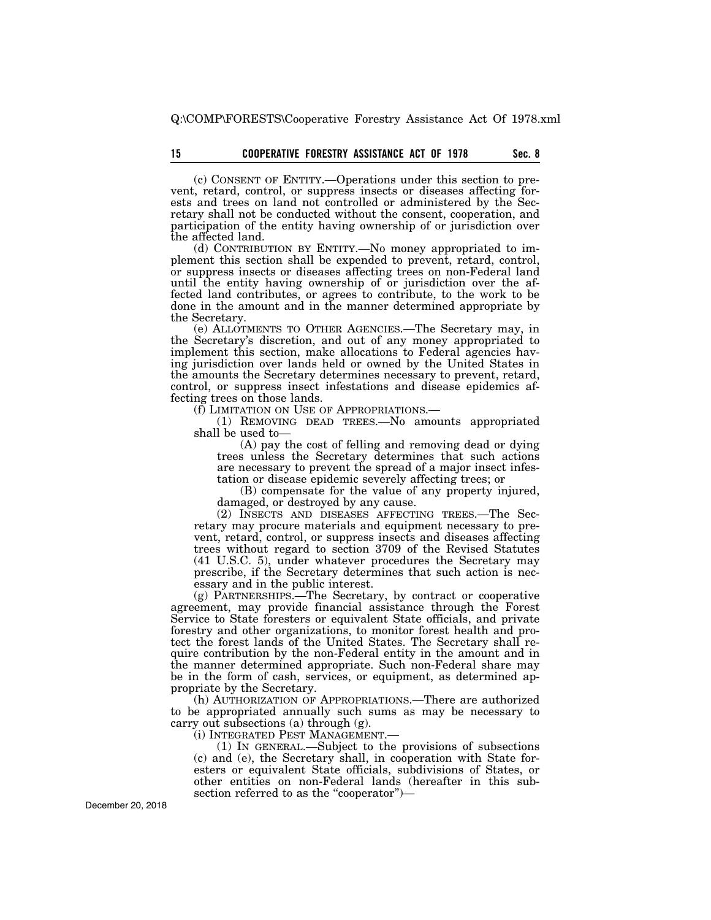(c) CONSENT OF ENTITY.—Operations under this section to prevent, retard, control, or suppress insects or diseases affecting forests and trees on land not controlled or administered by the Secretary shall not be conducted without the consent, cooperation, and participation of the entity having ownership of or jurisdiction over the affected land.

(d) CONTRIBUTION BY ENTITY.—No money appropriated to implement this section shall be expended to prevent, retard, control, or suppress insects or diseases affecting trees on non-Federal land until the entity having ownership of or jurisdiction over the affected land contributes, or agrees to contribute, to the work to be done in the amount and in the manner determined appropriate by the Secretary.

(e) ALLOTMENTS TO OTHER AGENCIES.—The Secretary may, in the Secretary's discretion, and out of any money appropriated to implement this section, make allocations to Federal agencies having jurisdiction over lands held or owned by the United States in the amounts the Secretary determines necessary to prevent, retard, control, or suppress insect infestations and disease epidemics affecting trees on those lands.

(f) LIMITATION ON USE OF APPROPRIATIONS.—

(1) REMOVING DEAD TREES.—No amounts appropriated shall be used to—

(A) pay the cost of felling and removing dead or dying trees unless the Secretary determines that such actions are necessary to prevent the spread of a major insect infestation or disease epidemic severely affecting trees; or

(B) compensate for the value of any property injured, damaged, or destroyed by any cause.

(2) INSECTS AND DISEASES AFFECTING TREES.—The Secretary may procure materials and equipment necessary to prevent, retard, control, or suppress insects and diseases affecting trees without regard to section 3709 of the Revised Statutes (41 U.S.C. 5), under whatever procedures the Secretary may prescribe, if the Secretary determines that such action is necessary and in the public interest.

(g) PARTNERSHIPS.—The Secretary, by contract or cooperative agreement, may provide financial assistance through the Forest Service to State foresters or equivalent State officials, and private forestry and other organizations, to monitor forest health and protect the forest lands of the United States. The Secretary shall require contribution by the non-Federal entity in the amount and in the manner determined appropriate. Such non-Federal share may be in the form of cash, services, or equipment, as determined appropriate by the Secretary.

(h) AUTHORIZATION OF APPROPRIATIONS.—There are authorized to be appropriated annually such sums as may be necessary to carry out subsections (a) through (g).

(i) INTEGRATED PEST MANAGEMENT.—

(1) IN GENERAL.—Subject to the provisions of subsections (c) and (e), the Secretary shall, in cooperation with State foresters or equivalent State officials, subdivisions of States, or other entities on non-Federal lands (hereafter in this subsection referred to as the "cooperator")—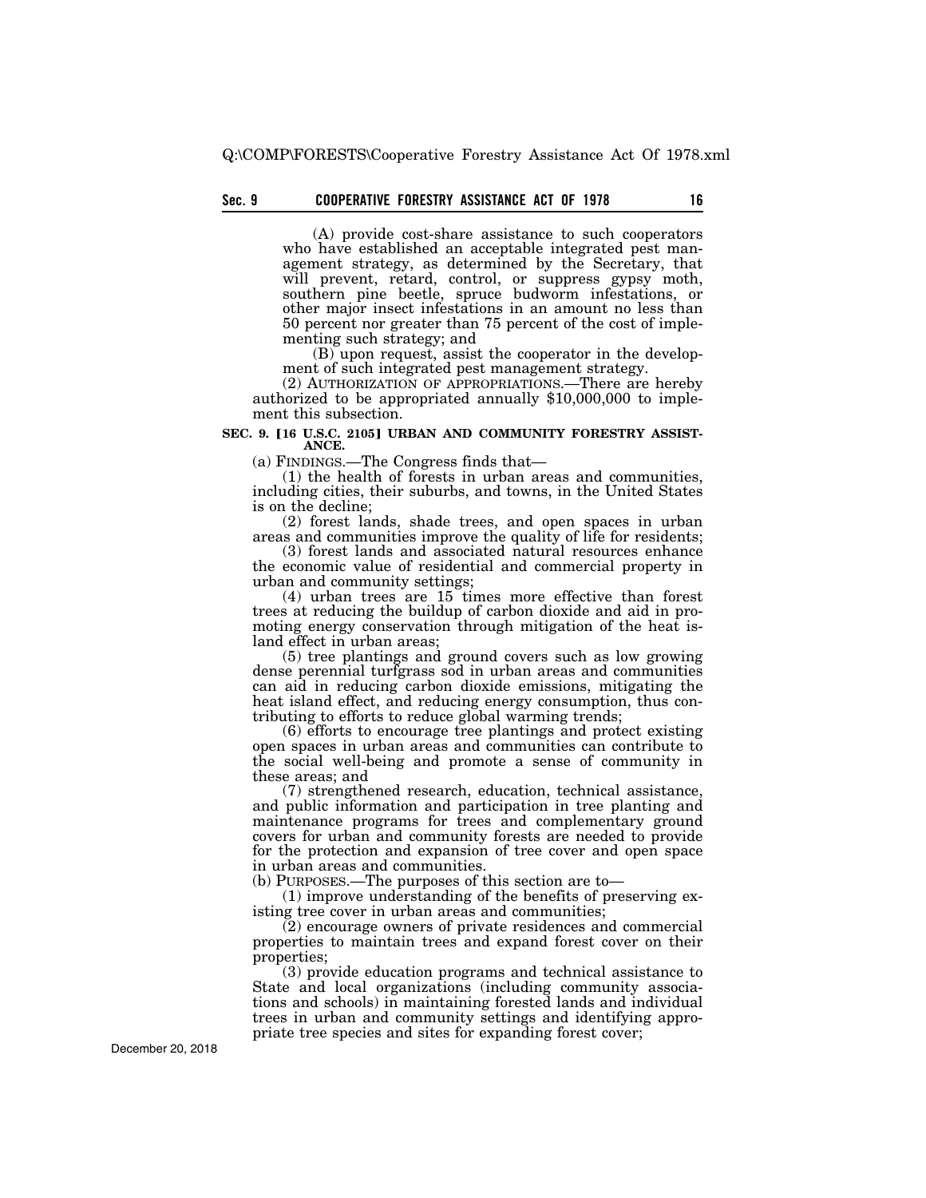(A) provide cost-share assistance to such cooperators who have established an acceptable integrated pest management strategy, as determined by the Secretary, that will prevent, retard, control, or suppress gypsy moth, southern pine beetle, spruce budworm infestations, or other major insect infestations in an amount no less than 50 percent nor greater than 75 percent of the cost of implementing such strategy; and

(B) upon request, assist the cooperator in the development of such integrated pest management strategy.

(2) AUTHORIZATION OF APPROPRIATIONS.—There are hereby authorized to be appropriated annually $10,000,000 to implement this subsection.

### SEC. 9. [16 U.S.C. 2105] URBAN AND COMMUNITY FORESTRY ASSISTANCE.

(a) FINDINGS.—The Congress finds that—

(1) the health of forests in urban areas and communities, including cities, their suburbs, and towns, in the United States is on the decline;

(2) forest lands, shade trees, and open spaces in urban areas and communities improve the quality of life for residents;

(3) forest lands and associated natural resources enhance the economic value of residential and commercial property in urban and community settings;

(4) urban trees are 15 times more effective than forest trees at reducing the buildup of carbon dioxide and aid in promoting energy conservation through mitigation of the heat island effect in urban areas;

(5) tree plantings and ground covers such as low growing dense perennial turfgrass sod in urban areas and communities can aid in reducing carbon dioxide emissions, mitigating the heat island effect, and reducing energy consumption, thus contributing to efforts to reduce global warming trends;

(6) efforts to encourage tree plantings and protect existing open spaces in urban areas and communities can contribute to the social well-being and promote a sense of community in these areas; and

(7) strengthened research, education, technical assistance, and public information and participation in tree planting and maintenance programs for trees and complementary ground covers for urban and community forests are needed to provide for the protection and expansion of tree cover and open space in urban areas and communities.

(b) PURPOSES.—The purposes of this section are to—

(1) improve understanding of the benefits of preserving existing tree cover in urban areas and communities;

(2) encourage owners of private residences and commercial properties to maintain trees and expand forest cover on their properties;

(3) provide education programs and technical assistance to State and local organizations (including community associations and schools) in maintaining forested lands and individual trees in urban and community settings and identifying appropriate tree species and sites for expanding forest cover;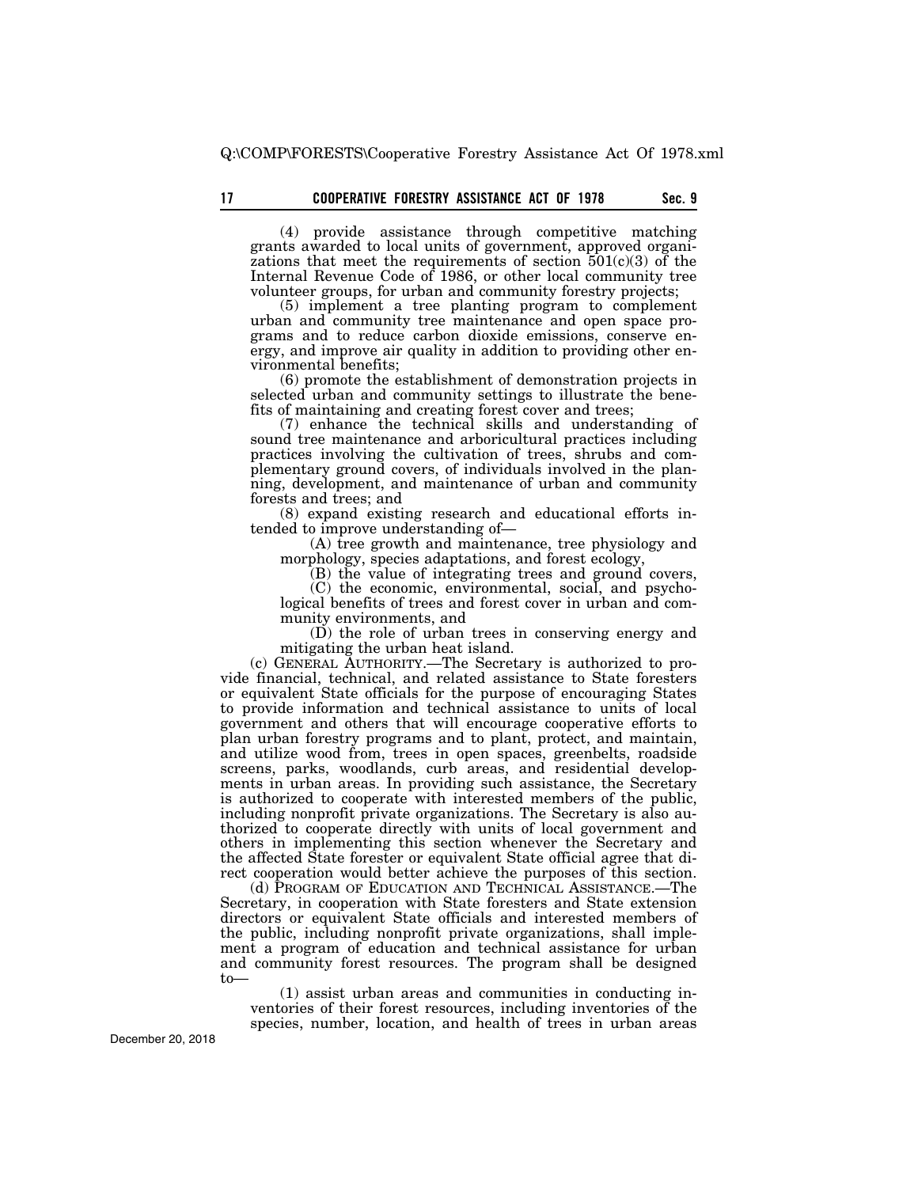(4) provide assistance through competitive matching grants awarded to local units of government, approved organizations that meet the requirements of section 501(c)(3) of the Internal Revenue Code of 1986, or other local community tree volunteer groups, for urban and community forestry projects;

(5) implement a tree planting program to complement urban and community tree maintenance and open space programs and to reduce carbon dioxide emissions, conserve energy, and improve air quality in addition to providing other environmental benefits;

(6) promote the establishment of demonstration projects in selected urban and community settings to illustrate the benefits of maintaining and creating forest cover and trees;

(7) enhance the technical skills and understanding of sound tree maintenance and arboricultural practices including practices involving the cultivation of trees, shrubs and complementary ground covers, of individuals involved in the planning, development, and maintenance of urban and community forests and trees; and

(8) expand existing research and educational efforts intended to improve understanding of—

(A) tree growth and maintenance, tree physiology and morphology, species adaptations, and forest ecology,

(B) the value of integrating trees and ground covers,

(C) the economic, environmental, social, and psychological benefits of trees and forest cover in urban and community environments, and

(D) the role of urban trees in conserving energy and mitigating the urban heat island.

(c) GENERAL AUTHORITY.—The Secretary is authorized to provide financial, technical, and related assistance to State foresters or equivalent State officials for the purpose of encouraging States to provide information and technical assistance to units of local government and others that will encourage cooperative efforts to plan urban forestry programs and to plant, protect, and maintain, and utilize wood from, trees in open spaces, greenbelts, roadside screens, parks, woodlands, curb areas, and residential developments in urban areas. In providing such assistance, the Secretary is authorized to cooperate with interested members of the public, including nonprofit private organizations. The Secretary is also authorized to cooperate directly with units of local government and others in implementing this section whenever the Secretary and the affected State forester or equivalent State official agree that direct cooperation would better achieve the purposes of this section.

(d) PROGRAM OF EDUCATION AND TECHNICAL ASSISTANCE.—The Secretary, in cooperation with State foresters and State extension directors or equivalent State officials and interested members of the public, including nonprofit private organizations, shall implement a program of education and technical assistance for urban and community forest resources. The program shall be designed to—

(1) assist urban areas and communities in conducting inventories of their forest resources, including inventories of the species, number, location, and health of trees in urban areas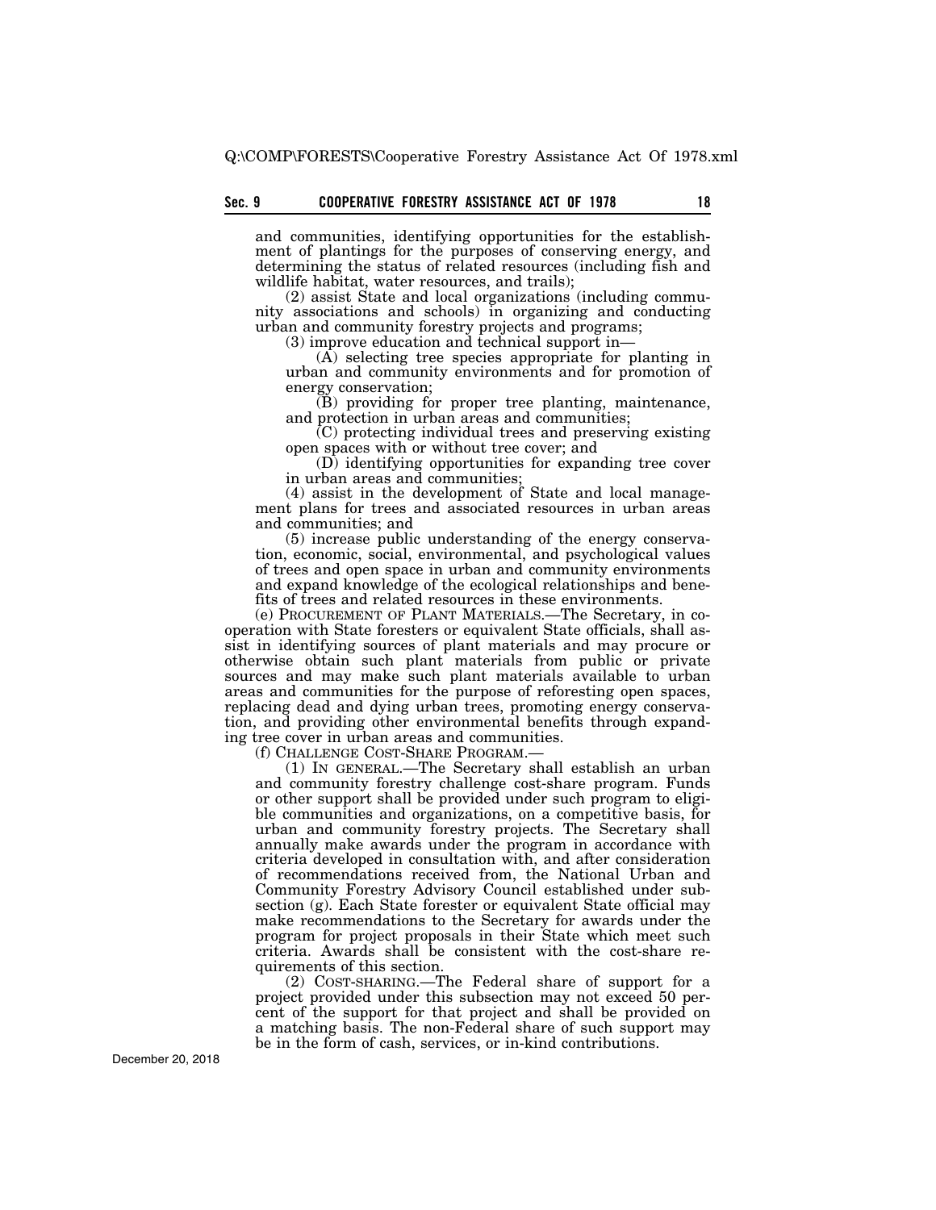and communities, identifying opportunities for the establishment of plantings for the purposes of conserving energy, and determining the status of related resources (including fish and wildlife habitat, water resources, and trails);

(2) assist State and local organizations (including community associations and schools) in organizing and conducting urban and community forestry projects and programs;

(3) improve education and technical support in—

(A) selecting tree species appropriate for planting in urban and community environments and for promotion of energy conservation;

(B) providing for proper tree planting, maintenance, and protection in urban areas and communities;

(C) protecting individual trees and preserving existing open spaces with or without tree cover; and

(D) identifying opportunities for expanding tree cover in urban areas and communities;

(4) assist in the development of State and local management plans for trees and associated resources in urban areas and communities; and

(5) increase public understanding of the energy conservation, economic, social, environmental, and psychological values of trees and open space in urban and community environments and expand knowledge of the ecological relationships and benefits of trees and related resources in these environments.

(e) PROCUREMENT OF PLANT MATERIALS.—The Secretary, in cooperation with State foresters or equivalent State officials, shall assist in identifying sources of plant materials and may procure or otherwise obtain such plant materials from public or private sources and may make such plant materials available to urban areas and communities for the purpose of reforesting open spaces, replacing dead and dying urban trees, promoting energy conservation, and providing other environmental benefits through expanding tree cover in urban areas and communities.

(f) CHALLENGE COST-SHARE PROGRAM.—

(1) IN GENERAL.—The Secretary shall establish an urban and community forestry challenge cost-share program. Funds or other support shall be provided under such program to eligible communities and organizations, on a competitive basis, for urban and community forestry projects. The Secretary shall annually make awards under the program in accordance with criteria developed in consultation with, and after consideration of recommendations received from, the National Urban and Community Forestry Advisory Council established under subsection (g). Each State forester or equivalent State official may make recommendations to the Secretary for awards under the program for project proposals in their State which meet such criteria. Awards shall be consistent with the cost-share requirements of this section.

(2) COST-SHARING.—The Federal share of support for a project provided under this subsection may not exceed 50 percent of the support for that project and shall be provided on a matching basis. The non-Federal share of such support may be in the form of cash, services, or in-kind contributions.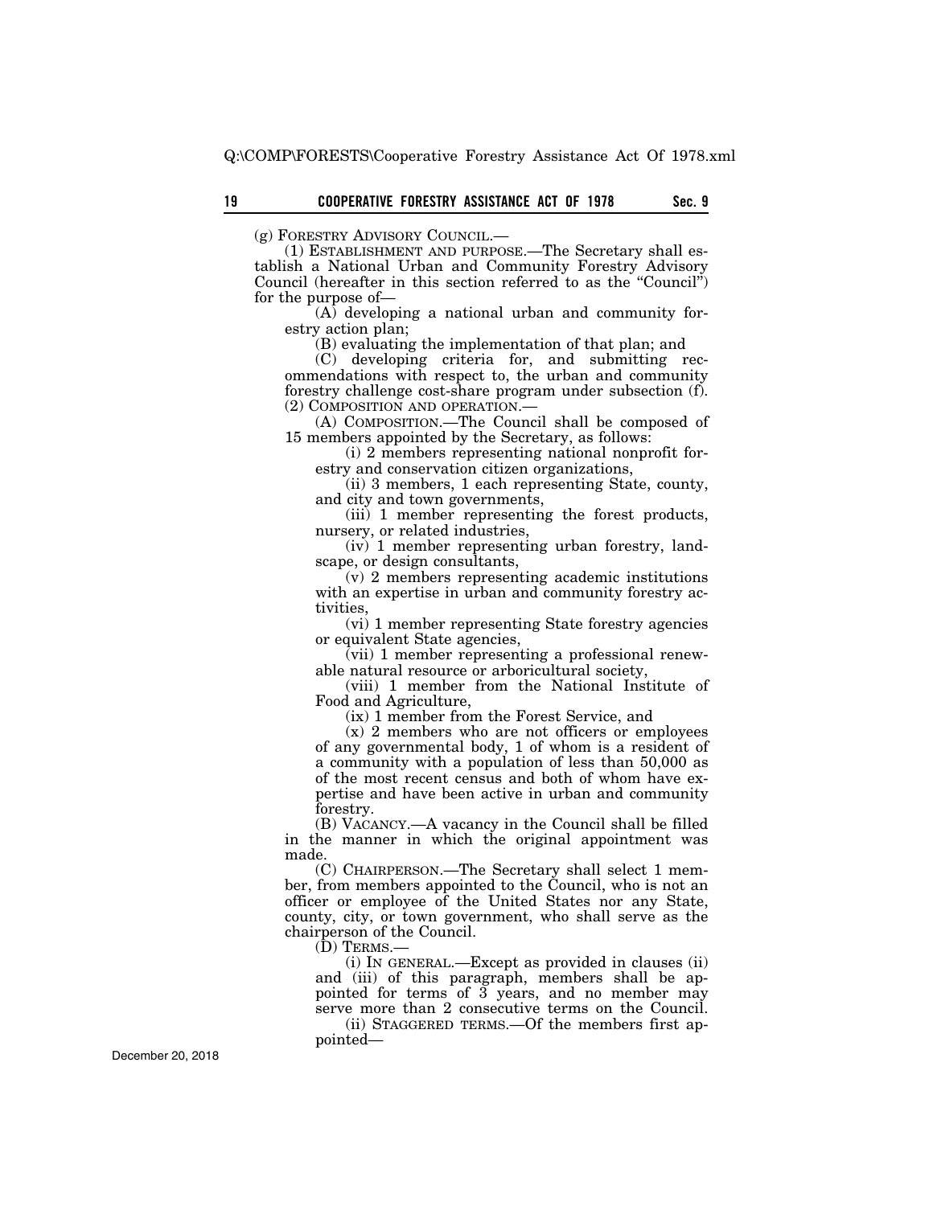(g) FORESTRY ADVISORY COUNCIL.—

(1) ESTABLISHMENT AND PURPOSE.—The Secretary shall establish a National Urban and Community Forestry Advisory Council (hereafter in this section referred to as the "Council") for the purpose of—

(A) developing a national urban and community forestry action plan;

(B) evaluating the implementation of that plan; and

(C) developing criteria for, and submitting recommendations with respect to, the urban and community forestry challenge cost-share program under subsection (f).

(2) COMPOSITION AND OPERATION.—

(A) COMPOSITION.—The Council shall be composed of 15 members appointed by the Secretary, as follows:

(i) 2 members representing national nonprofit forestry and conservation citizen organizations,

(ii) 3 members, 1 each representing State, county, and city and town governments,

(iii) 1 member representing the forest products, nursery, or related industries,

(iv) 1 member representing urban forestry, landscape, or design consultants,

(v) 2 members representing academic institutions with an expertise in urban and community forestry activities,

(vi) 1 member representing State forestry agencies or equivalent State agencies,

(vii) 1 member representing a professional renewable natural resource or arboricultural society,

(viii) 1 member from the National Institute of Food and Agriculture,

(ix) 1 member from the Forest Service, and

(x) 2 members who are not officers or employees of any governmental body, 1 of whom is a resident of a community with a population of less than 50,000 as of the most recent census and both of whom have expertise and have been active in urban and community forestry.

(B) VACANCY.—A vacancy in the Council shall be filled in the manner in which the original appointment was made.

(C) CHAIRPERSON.—The Secretary shall select 1 member, from members appointed to the Council, who is not an officer or employee of the United States nor any State, county, city, or town government, who shall serve as the chairperson of the Council.

(D) TERMS.—

(i) IN GENERAL.—Except as provided in clauses (ii) and (iii) of this paragraph, members shall be appointed for terms of 3 years, and no member may serve more than 2 consecutive terms on the Council.

(ii) STAGGERED TERMS.—Of the members first appointed—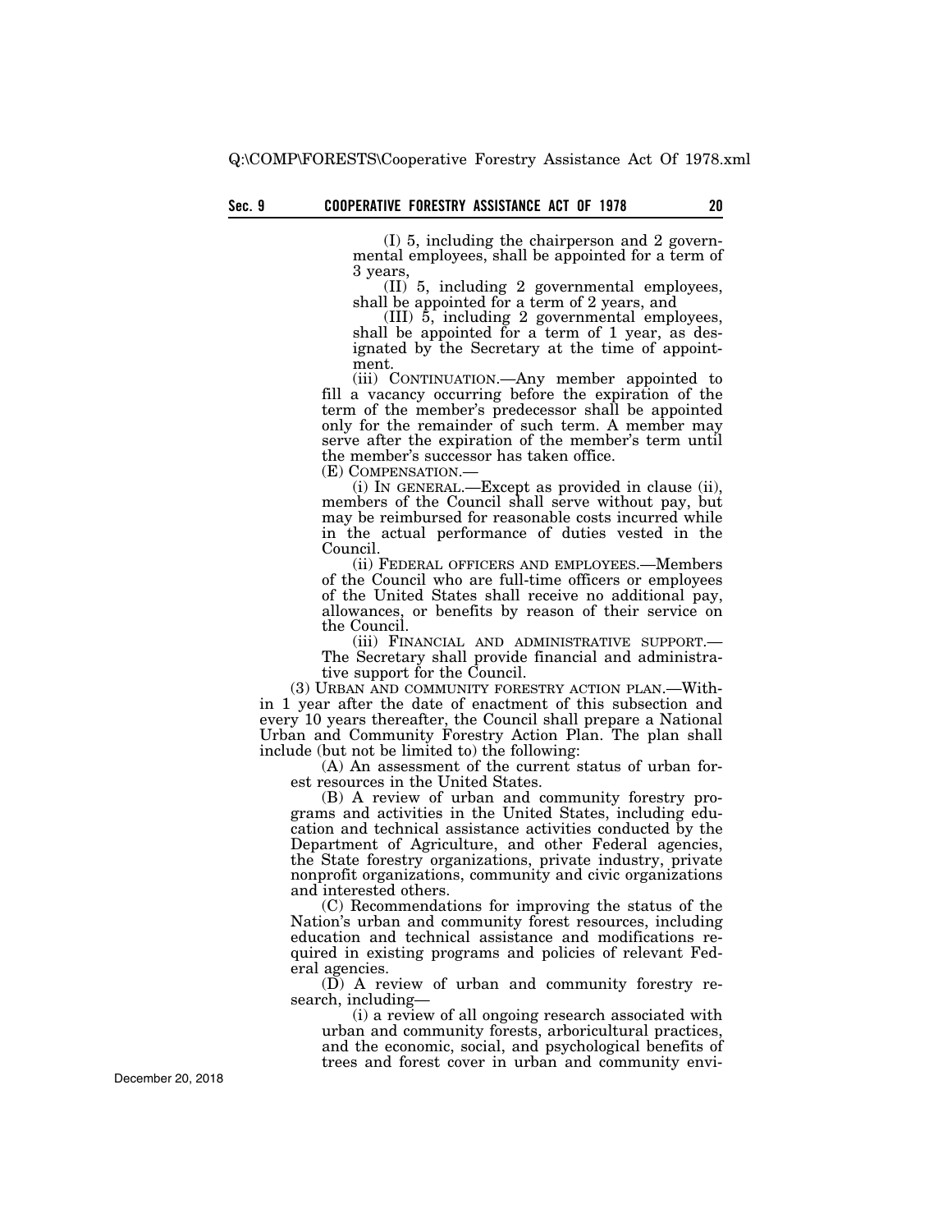(I) 5, including the chairperson and 2 governmental employees, shall be appointed for a term of 3 years,

(II) 5, including 2 governmental employees, shall be appointed for a term of 2 years, and

(III) 5, including 2 governmental employees, shall be appointed for a term of 1 year, as designated by the Secretary at the time of appointment.

(iii) CONTINUATION.—Any member appointed to fill a vacancy occurring before the expiration of the term of the member's predecessor shall be appointed only for the remainder of such term. A member may serve after the expiration of the member's term until the member's successor has taken office.

(E) COMPENSATION.—

(i) IN GENERAL.—Except as provided in clause (ii), members of the Council shall serve without pay, but may be reimbursed for reasonable costs incurred while in the actual performance of duties vested in the Council.

(ii) FEDERAL OFFICERS AND EMPLOYEES.—Members of the Council who are full-time officers or employees of the United States shall receive no additional pay, allowances, or benefits by reason of their service on the Council.

(iii) FINANCIAL AND ADMINISTRATIVE SUPPORT.—The Secretary shall provide financial and administrative support for the Council.

(3) URBAN AND COMMUNITY FORESTRY ACTION PLAN.—Within 1 year after the date of enactment of this subsection and every 10 years thereafter, the Council shall prepare a National Urban and Community Forestry Action Plan. The plan shall include (but not be limited to) the following:

(A) An assessment of the current status of urban forest resources in the United States.

(B) A review of urban and community forestry programs and activities in the United States, including education and technical assistance activities conducted by the Department of Agriculture, and other Federal agencies, the State forestry organizations, private industry, private nonprofit organizations, community and civic organizations and interested others.

(C) Recommendations for improving the status of the Nation's urban and community forest resources, including education and technical assistance and modifications required in existing programs and policies of relevant Federal agencies.

(D) A review of urban and community forestry research, including—

(i) a review of all ongoing research associated with urban and community forests, arboricultural practices, and the economic, social, and psychological benefits of trees and forest cover in urban and community envi-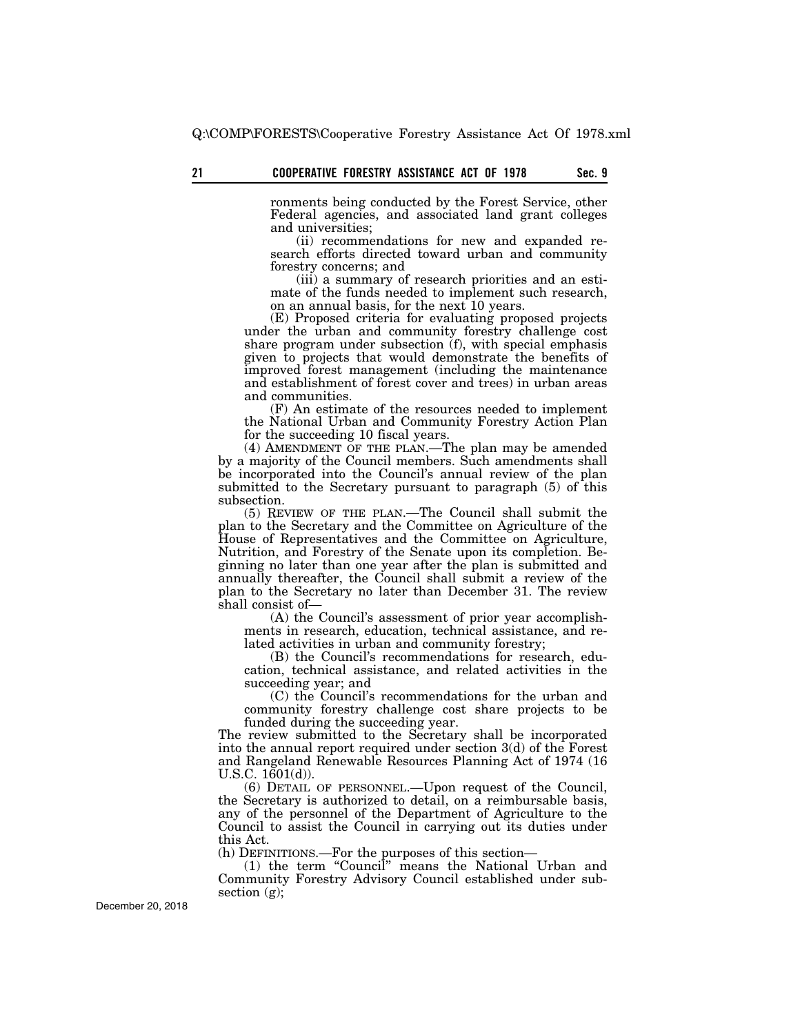ronments being conducted by the Forest Service, other Federal agencies, and associated land grant colleges and universities;

(ii) recommendations for new and expanded research efforts directed toward urban and community forestry concerns; and

(iii) a summary of research priorities and an estimate of the funds needed to implement such research, on an annual basis, for the next 10 years.

(E) Proposed criteria for evaluating proposed projects under the urban and community forestry challenge cost share program under subsection (f), with special emphasis given to projects that would demonstrate the benefits of improved forest management (including the maintenance and establishment of forest cover and trees) in urban areas and communities.

(F) An estimate of the resources needed to implement the National Urban and Community Forestry Action Plan for the succeeding 10 fiscal years.

(4) AMENDMENT OF THE PLAN.—The plan may be amended by a majority of the Council members. Such amendments shall be incorporated into the Council's annual review of the plan submitted to the Secretary pursuant to paragraph (5) of this subsection.

(5) REVIEW OF THE PLAN.—The Council shall submit the plan to the Secretary and the Committee on Agriculture of the House of Representatives and the Committee on Agriculture, Nutrition, and Forestry of the Senate upon its completion. Beginning no later than one year after the plan is submitted and annually thereafter, the Council shall submit a review of the plan to the Secretary no later than December 31. The review shall consist of—

(A) the Council's assessment of prior year accomplishments in research, education, technical assistance, and related activities in urban and community forestry;

(B) the Council's recommendations for research, education, technical assistance, and related activities in the succeeding year; and

(C) the Council's recommendations for the urban and community forestry challenge cost share projects to be funded during the succeeding year.

The review submitted to the Secretary shall be incorporated into the annual report required under section 3(d) of the Forest and Rangeland Renewable Resources Planning Act of 1974 (16 U.S.C. 1601(d)).

(6) DETAIL OF PERSONNEL.—Upon request of the Council, the Secretary is authorized to detail, on a reimbursable basis, any of the personnel of the Department of Agriculture to the Council to assist the Council in carrying out its duties under this Act.

(h) DEFINITIONS.—For the purposes of this section—

(1) the term "Council" means the National Urban and Community Forestry Advisory Council established under subsection (g);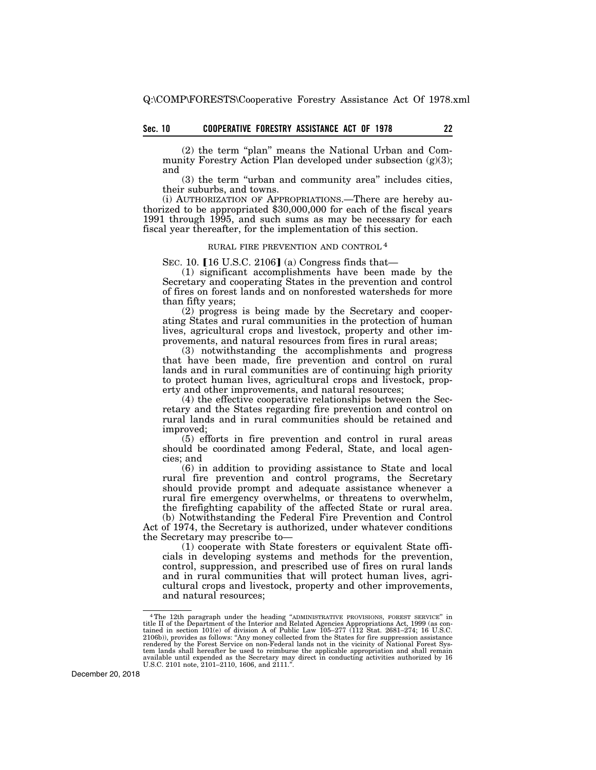(2) the term "plan" means the National Urban and Community Forestry Action Plan developed under subsection (g)(3); and

(3) the term "urban and community area" includes cities, their suburbs, and towns.

(i) AUTHORIZATION OF APPROPRIATIONS.—There are hereby authorized to be appropriated $30,000,000 for each of the fiscal years 1991 through 1995, and such sums as may be necessary for each fiscal year thereafter, for the implementation of this section.

## RURAL FIRE PREVENTION AND CONTROL [4]

SEC. 10. [16 U.S.C. 2106] (a) Congress finds that—

(1) significant accomplishments have been made by the Secretary and cooperating States in the prevention and control of fires on forest lands and on nonforested watersheds for more than fifty years;

(2) progress is being made by the Secretary and cooperating States and rural communities in the protection of human lives, agricultural crops and livestock, property and other improvements, and natural resources from fires in rural areas;

(3) notwithstanding the accomplishments and progress that have been made, fire prevention and control on rural lands and in rural communities are of continuing high priority to protect human lives, agricultural crops and livestock, property and other improvements, and natural resources;

(4) the effective cooperative relationships between the Secretary and the States regarding fire prevention and control on rural lands and in rural communities should be retained and improved;

(5) efforts in fire prevention and control in rural areas should be coordinated among Federal, State, and local agencies; and

(6) in addition to providing assistance to State and local rural fire prevention and control programs, the Secretary should provide prompt and adequate assistance whenever a rural fire emergency overwhelms, or threatens to overwhelm, the firefighting capability of the affected State or rural area.

(b) Notwithstanding the Federal Fire Prevention and Control Act of 1974, the Secretary is authorized, under whatever conditions the Secretary may prescribe to—

(1) cooperate with State foresters or equivalent State officials in developing systems and methods for the prevention, control, suppression, and prescribed use of fires on rural lands and in rural communities that will protect human lives, agricultural crops and livestock, property and other improvements, and natural resources;

---

[4] The 12th paragraph under the heading "ADMINISTRATIVE PROVISIONS, FOREST SERVICE" in title II of the Department of the Interior and Related Agencies Appropriations Act, 1999 (as contained in section 101(e) of division A of Public Law 105–277 (112 Stat. 2681–274; 16 U.S.C. 2106b)), provides as follows: "Any money collected from the States for fire suppression assistance rendered by the Forest Service on non-Federal lands not in the vicinity of National Forest System lands shall hereafter be used to reimburse the applicable appropriation and shall remain available until expended as the Secretary may direct in conducting activities authorized by 16 U.S.C. 2101 note, 2101–2110, 1606, and 2111.".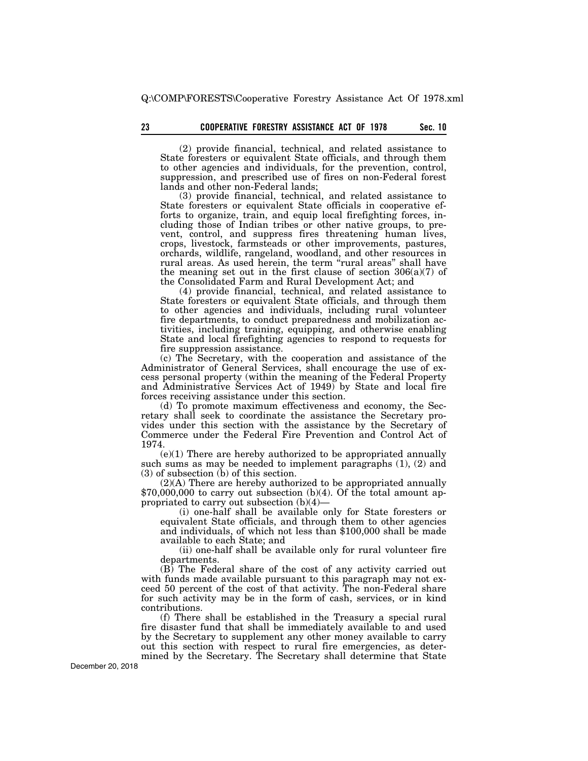(2) provide financial, technical, and related assistance to State foresters or equivalent State officials, and through them to other agencies and individuals, for the prevention, control, suppression, and prescribed use of fires on non-Federal forest lands and other non-Federal lands;

(3) provide financial, technical, and related assistance to State foresters or equivalent State officials in cooperative efforts to organize, train, and equip local firefighting forces, including those of Indian tribes or other native groups, to prevent, control, and suppress fires threatening human lives, crops, livestock, farmsteads or other improvements, pastures, orchards, wildlife, rangeland, woodland, and other resources in rural areas. As used herein, the term "rural areas" shall have the meaning set out in the first clause of section 306(a)(7) of the Consolidated Farm and Rural Development Act; and

(4) provide financial, technical, and related assistance to State foresters or equivalent State officials, and through them to other agencies and individuals, including rural volunteer fire departments, to conduct preparedness and mobilization activities, including training, equipping, and otherwise enabling State and local firefighting agencies to respond to requests for fire suppression assistance.

(c) The Secretary, with the cooperation and assistance of the Administrator of General Services, shall encourage the use of excess personal property (within the meaning of the Federal Property and Administrative Services Act of 1949) by State and local fire forces receiving assistance under this section.

(d) To promote maximum effectiveness and economy, the Secretary shall seek to coordinate the assistance the Secretary provides under this section with the assistance by the Secretary of Commerce under the Federal Fire Prevention and Control Act of 1974.

(e)(1) There are hereby authorized to be appropriated annually such sums as may be needed to implement paragraphs (1), (2) and (3) of subsection (b) of this section.

(2)(A) There are hereby authorized to be appropriated annually $70,000,000 to carry out subsection (b)(4). Of the total amount appropriated to carry out subsection (b)(4)—

(i) one-half shall be available only for State foresters or equivalent State officials, and through them to other agencies and individuals, of which not less than $100,000 shall be made available to each State; and

(ii) one-half shall be available only for rural volunteer fire departments.

(B) The Federal share of the cost of any activity carried out with funds made available pursuant to this paragraph may not exceed 50 percent of the cost of that activity. The non-Federal share for such activity may be in the form of cash, services, or in kind contributions.

(f) There shall be established in the Treasury a special rural fire disaster fund that shall be immediately available to and used by the Secretary to supplement any other money available to carry out this section with respect to rural fire emergencies, as determined by the Secretary. The Secretary shall determine that State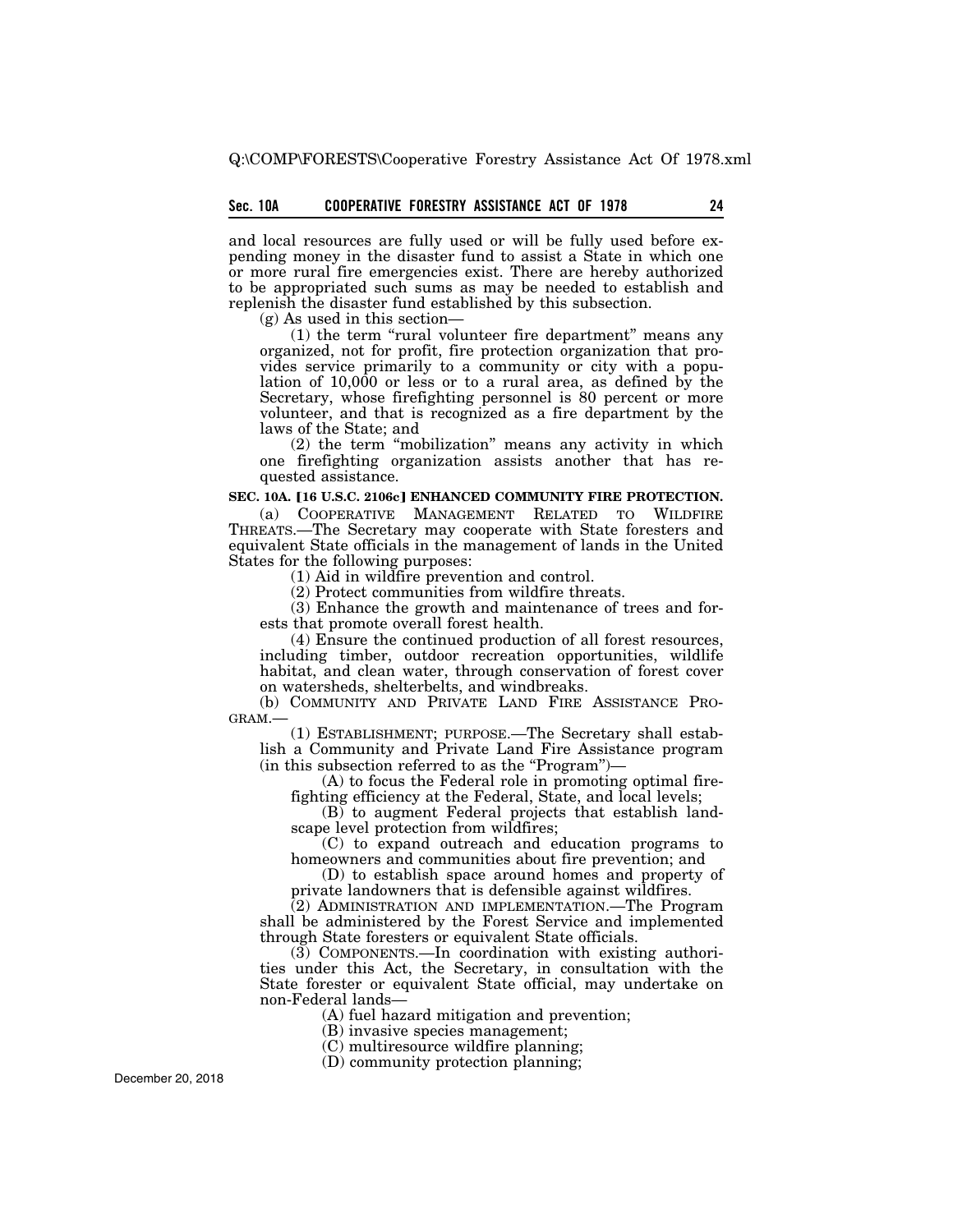and local resources are fully used or will be fully used before expending money in the disaster fund to assist a State in which one or more rural fire emergencies exist. There are hereby authorized to be appropriated such sums as may be needed to establish and replenish the disaster fund established by this subsection.

(g) As used in this section—

(1) the term "rural volunteer fire department" means any organized, not for profit, fire protection organization that provides service primarily to a community or city with a population of 10,000 or less or to a rural area, as defined by the Secretary, whose firefighting personnel is 80 percent or more volunteer, and that is recognized as a fire department by the laws of the State; and

(2) the term "mobilization" means any activity in which one firefighting organization assists another that has requested assistance.

**SEC. 10A. [16 U.S.C. 2106c] ENHANCED COMMUNITY FIRE PROTECTION.**

(a) COOPERATIVE MANAGEMENT RELATED TO WILDFIRE THREATS.—The Secretary may cooperate with State foresters and equivalent State officials in the management of lands in the United States for the following purposes:

(1) Aid in wildfire prevention and control.

(2) Protect communities from wildfire threats.

(3) Enhance the growth and maintenance of trees and forests that promote overall forest health.

(4) Ensure the continued production of all forest resources, including timber, outdoor recreation opportunities, wildlife habitat, and clean water, through conservation of forest cover on watersheds, shelterbelts, and windbreaks.

(b) COMMUNITY AND PRIVATE LAND FIRE ASSISTANCE PROGRAM.—

(1) ESTABLISHMENT; PURPOSE.—The Secretary shall establish a Community and Private Land Fire Assistance program (in this subsection referred to as the "Program")—

(A) to focus the Federal role in promoting optimal firefighting efficiency at the Federal, State, and local levels;

(B) to augment Federal projects that establish landscape level protection from wildfires;

(C) to expand outreach and education programs to homeowners and communities about fire prevention; and

(D) to establish space around homes and property of private landowners that is defensible against wildfires.

(2) ADMINISTRATION AND IMPLEMENTATION.—The Program shall be administered by the Forest Service and implemented through State foresters or equivalent State officials.

(3) COMPONENTS.—In coordination with existing authorities under this Act, the Secretary, in consultation with the State forester or equivalent State official, may undertake on non-Federal lands—

(A) fuel hazard mitigation and prevention;

(B) invasive species management;

(C) multiresource wildfire planning;

(D) community protection planning;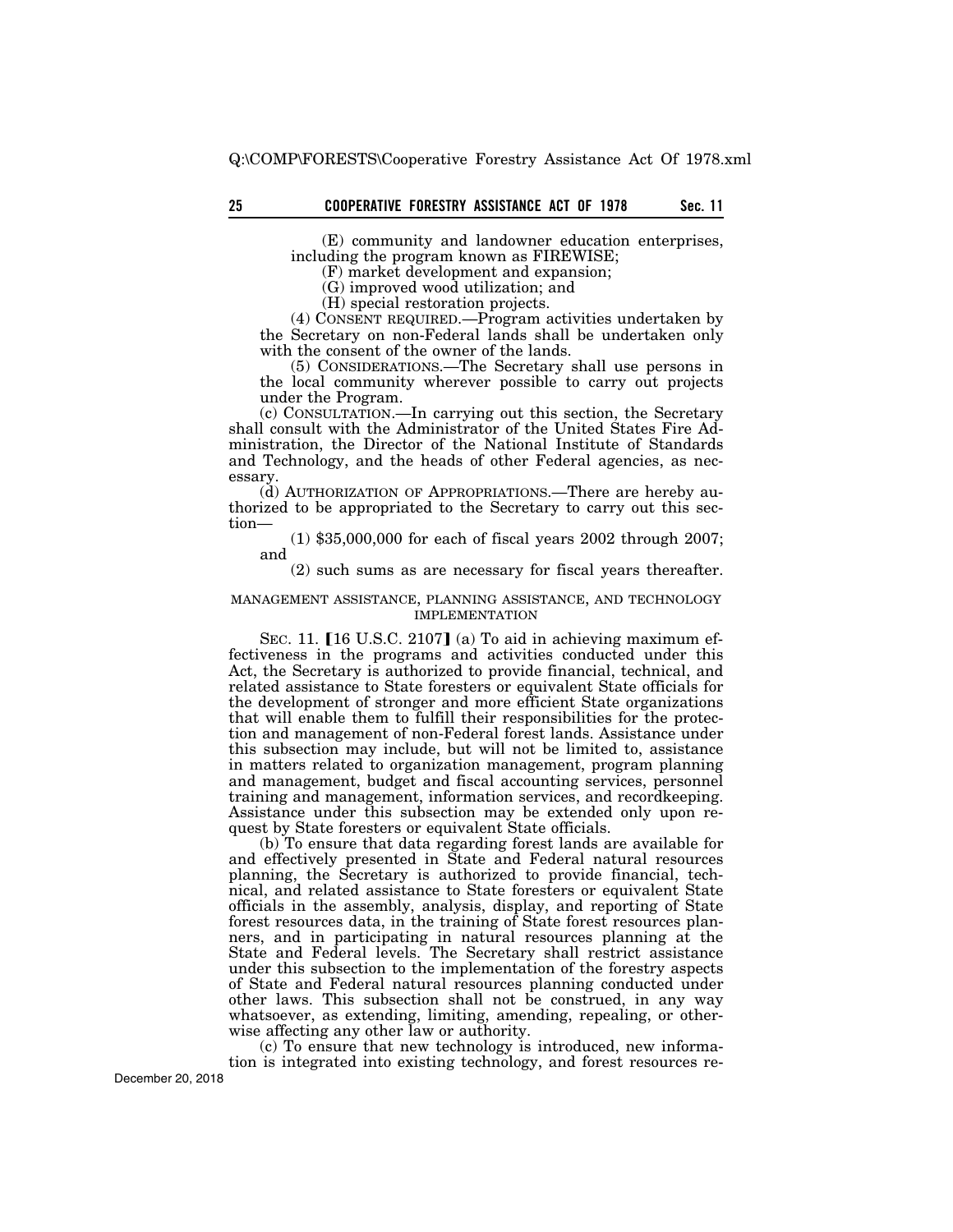(E) community and landowner education enterprises, including the program known as FIREWISE;

(F) market development and expansion;

(G) improved wood utilization; and

(H) special restoration projects.

(4) CONSENT REQUIRED.—Program activities undertaken by the Secretary on non-Federal lands shall be undertaken only with the consent of the owner of the lands.

(5) CONSIDERATIONS.—The Secretary shall use persons in the local community wherever possible to carry out projects under the Program.

(c) CONSULTATION.—In carrying out this section, the Secretary shall consult with the Administrator of the United States Fire Administration, the Director of the National Institute of Standards and Technology, and the heads of other Federal agencies, as necessary.

(d) AUTHORIZATION OF APPROPRIATIONS.—There are hereby authorized to be appropriated to the Secretary to carry out this section—

(1) $35,000,000 for each of fiscal years 2002 through 2007; and

(2) such sums as are necessary for fiscal years thereafter.

## MANAGEMENT ASSISTANCE, PLANNING ASSISTANCE, AND TECHNOLOGY IMPLEMENTATION

SEC. 11. [16 U.S.C. 2107] (a) To aid in achieving maximum effectiveness in the programs and activities conducted under this Act, the Secretary is authorized to provide financial, technical, and related assistance to State foresters or equivalent State officials for the development of stronger and more efficient State organizations that will enable them to fulfill their responsibilities for the protection and management of non-Federal forest lands. Assistance under this subsection may include, but will not be limited to, assistance in matters related to organization management, program planning and management, budget and fiscal accounting services, personnel training and management, information services, and recordkeeping. Assistance under this subsection may be extended only upon request by State foresters or equivalent State officials.

(b) To ensure that data regarding forest lands are available for and effectively presented in State and Federal natural resources planning, the Secretary is authorized to provide financial, technical, and related assistance to State foresters or equivalent State officials in the assembly, analysis, display, and reporting of State forest resources data, in the training of State forest resources planners, and in participating in natural resources planning at the State and Federal levels. The Secretary shall restrict assistance under this subsection to the implementation of the forestry aspects of State and Federal natural resources planning conducted under other laws. This subsection shall not be construed, in any way whatsoever, as extending, limiting, amending, repealing, or otherwise affecting any other law or authority.

(c) To ensure that new technology is introduced, new information is integrated into existing technology, and forest resources re-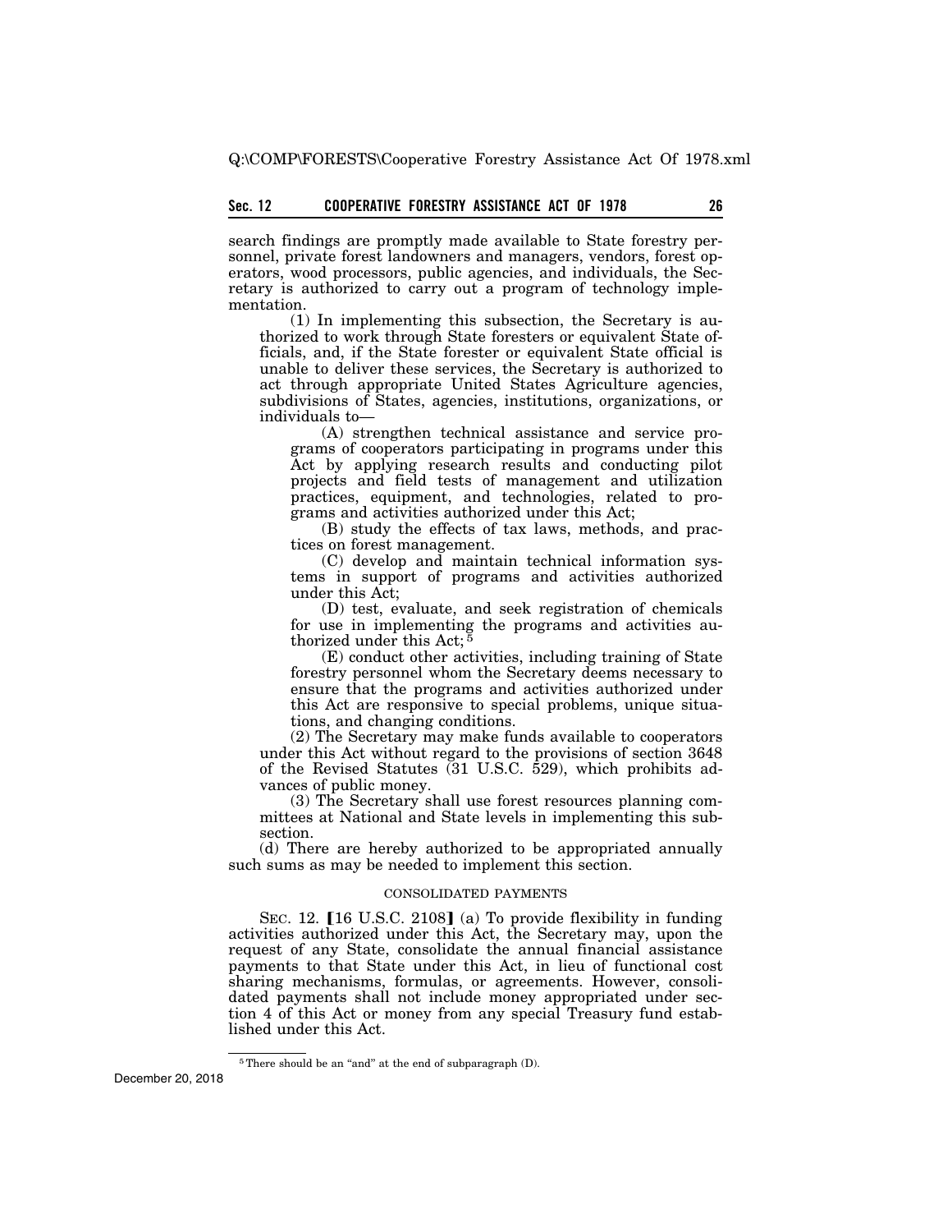search findings are promptly made available to State forestry personnel, private forest landowners and managers, vendors, forest operators, wood processors, public agencies, and individuals, the Secretary is authorized to carry out a program of technology implementation.

(1) In implementing this subsection, the Secretary is authorized to work through State foresters or equivalent State officials, and, if the State forester or equivalent State official is unable to deliver these services, the Secretary is authorized to act through appropriate United States Agriculture agencies, subdivisions of States, agencies, institutions, organizations, or individuals to—

(A) strengthen technical assistance and service programs of cooperators participating in programs under this Act by applying research results and conducting pilot projects and field tests of management and utilization practices, equipment, and technologies, related to programs and activities authorized under this Act;

(B) study the effects of tax laws, methods, and practices on forest management.

(C) develop and maintain technical information systems in support of programs and activities authorized under this Act;

(D) test, evaluate, and seek registration of chemicals for use in implementing the programs and activities authorized under this Act; [5]

(E) conduct other activities, including training of State forestry personnel whom the Secretary deems necessary to ensure that the programs and activities authorized under this Act are responsive to special problems, unique situations, and changing conditions.

(2) The Secretary may make funds available to cooperators under this Act without regard to the provisions of section 3648 of the Revised Statutes (31 U.S.C. 529), which prohibits advances of public money.

(3) The Secretary shall use forest resources planning committees at National and State levels in implementing this subsection.

(d) There are hereby authorized to be appropriated annually such sums as may be needed to implement this section.

CONSOLIDATED PAYMENTS

SEC. 12. [16 U.S.C. 2108] (a) To provide flexibility in funding activities authorized under this Act, the Secretary may, upon the request of any State, consolidate the annual financial assistance payments to that State under this Act, in lieu of functional cost sharing mechanisms, formulas, or agreements. However, consolidated payments shall not include money appropriated under section 4 of this Act or money from any special Treasury fund established under this Act.

[5] There should be an "and" at the end of subparagraph (D).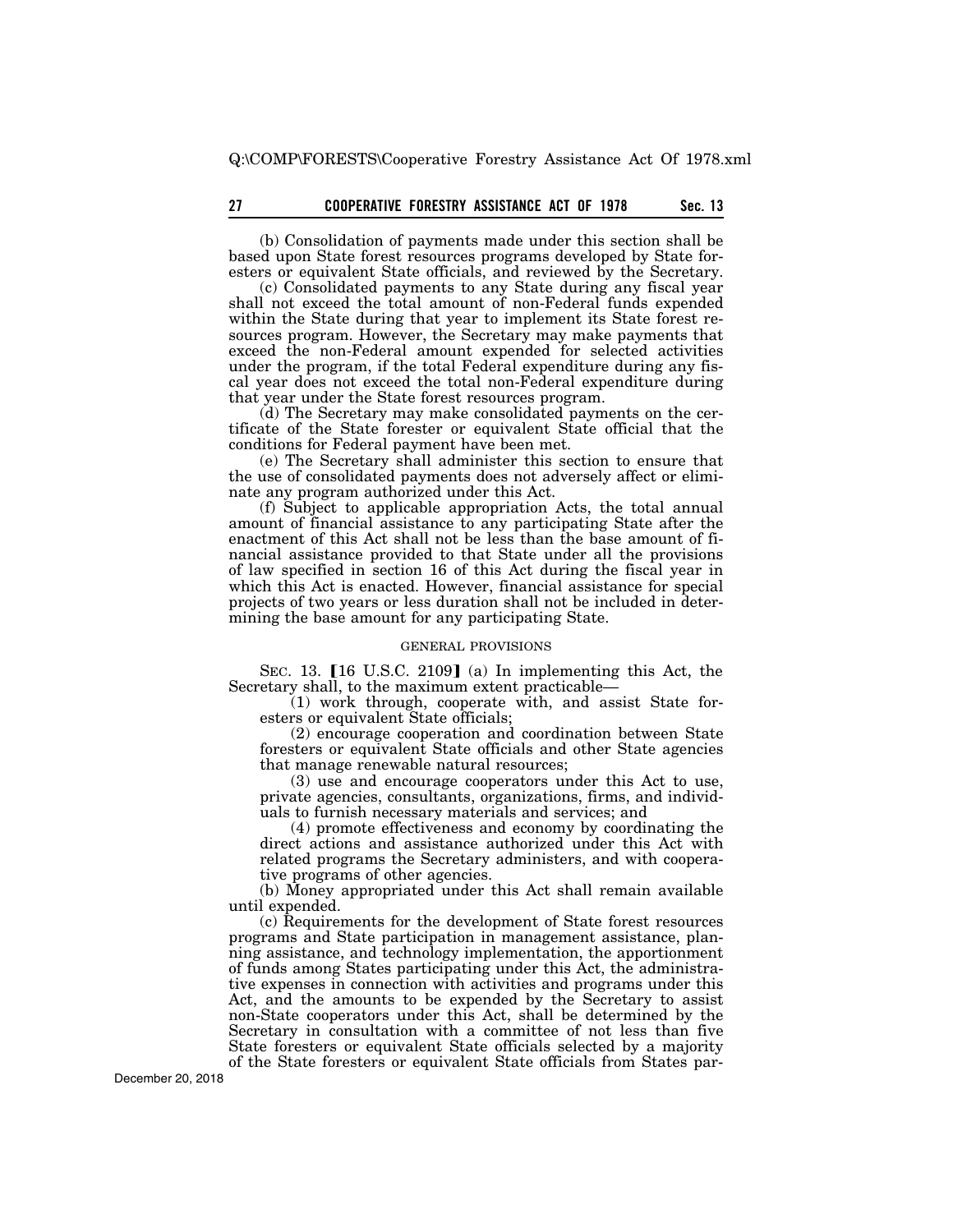(b) Consolidation of payments made under this section shall be based upon State forest resources programs developed by State foresters or equivalent State officials, and reviewed by the Secretary.

(c) Consolidated payments to any State during any fiscal year shall not exceed the total amount of non-Federal funds expended within the State during that year to implement its State forest resources program. However, the Secretary may make payments that exceed the non-Federal amount expended for selected activities under the program, if the total Federal expenditure during any fiscal year does not exceed the total non-Federal expenditure during that year under the State forest resources program.

(d) The Secretary may make consolidated payments on the certificate of the State forester or equivalent State official that the conditions for Federal payment have been met.

(e) The Secretary shall administer this section to ensure that the use of consolidated payments does not adversely affect or eliminate any program authorized under this Act.

(f) Subject to applicable appropriation Acts, the total annual amount of financial assistance to any participating State after the enactment of this Act shall not be less than the base amount of financial assistance provided to that State under all the provisions of law specified in section 16 of this Act during the fiscal year in which this Act is enacted. However, financial assistance for special projects of two years or less duration shall not be included in determining the base amount for any participating State.

## GENERAL PROVISIONS

SEC. 13. [16 U.S.C. 2109] (a) In implementing this Act, the Secretary shall, to the maximum extent practicable—

(1) work through, cooperate with, and assist State foresters or equivalent State officials;

(2) encourage cooperation and coordination between State foresters or equivalent State officials and other State agencies that manage renewable natural resources;

(3) use and encourage cooperators under this Act to use, private agencies, consultants, organizations, firms, and individuals to furnish necessary materials and services; and

(4) promote effectiveness and economy by coordinating the direct actions and assistance authorized under this Act with related programs the Secretary administers, and with cooperative programs of other agencies.

(b) Money appropriated under this Act shall remain available until expended.

(c) Requirements for the development of State forest resources programs and State participation in management assistance, planning assistance, and technology implementation, the apportionment of funds among States participating under this Act, the administrative expenses in connection with activities and programs under this Act, and the amounts to be expended by the Secretary to assist non-State cooperators under this Act, shall be determined by the Secretary in consultation with a committee of not less than five State foresters or equivalent State officials selected by a majority of the State foresters or equivalent State officials from States par-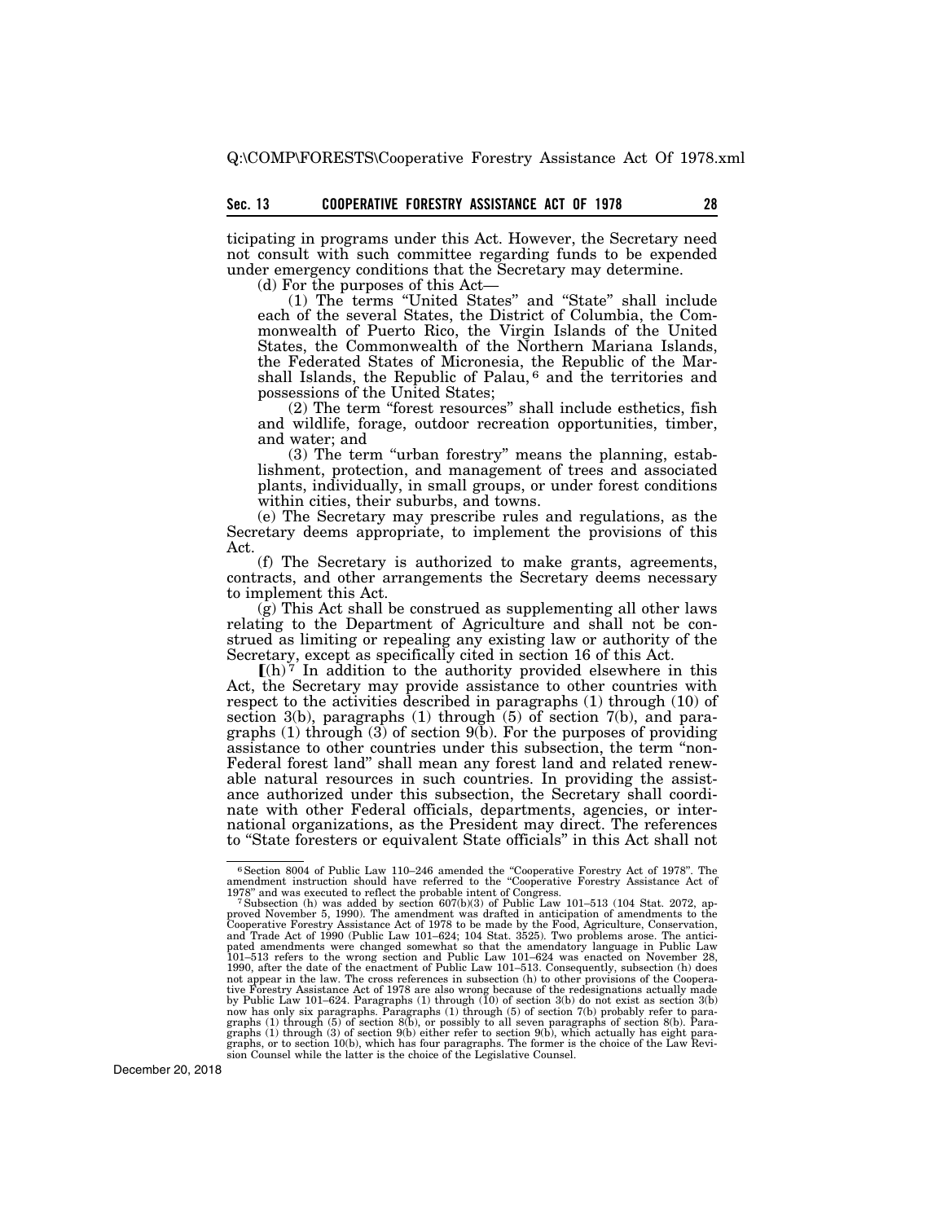ticipating in programs under this Act. However, the Secretary need not consult with such committee regarding funds to be expended under emergency conditions that the Secretary may determine.

(d) For the purposes of this Act—

(1) The terms "United States" and "State" shall include each of the several States, the District of Columbia, the Commonwealth of Puerto Rico, the Virgin Islands of the United States, the Commonwealth of the Northern Mariana Islands, the Federated States of Micronesia, the Republic of the Marshall Islands, the Republic of Palau, [6] and the territories and possessions of the United States;

(2) The term "forest resources" shall include esthetics, fish and wildlife, forage, outdoor recreation opportunities, timber, and water; and

(3) The term "urban forestry" means the planning, establishment, protection, and management of trees and associated plants, individually, in small groups, or under forest conditions within cities, their suburbs, and towns.

(e) The Secretary may prescribe rules and regulations, as the Secretary deems appropriate, to implement the provisions of this Act.

(f) The Secretary is authorized to make grants, agreements, contracts, and other arrangements the Secretary deems necessary to implement this Act.

(g) This Act shall be construed as supplementing all other laws relating to the Department of Agriculture and shall not be construed as limiting or repealing any existing law or authority of the Secretary, except as specifically cited in section 16 of this Act.

[(h) [7] In addition to the authority provided elsewhere in this Act, the Secretary may provide assistance to other countries with respect to the activities described in paragraphs (1) through (10) of section 3(b), paragraphs (1) through (5) of section 7(b), and paragraphs (1) through (3) of section 9(b). For the purposes of providing assistance to other countries under this subsection, the term "non-Federal forest land" shall mean any forest land and related renewable natural resources in such countries. In providing the assistance authorized under this subsection, the Secretary shall coordinate with other Federal officials, departments, agencies, or international organizations, as the President may direct. The references to "State foresters or equivalent State officials" in this Act shall not

---

[6] Section 8004 of Public Law 110–246 amended the "Cooperative Forestry Act of 1978". The amendment instruction should have referred to the "Cooperative Forestry Assistance Act of 1978" and was executed to reflect the probable intent of Congress.

[7] Subsection (h) was added by section 607(b)(3) of Public Law 101–513 (104 Stat. 2072, approved November 5, 1990). The amendment was drafted in anticipation of amendments to the Cooperative Forestry Assistance Act of 1978 to be made by the Food, Agriculture, Conservation, and Trade Act of 1990 (Public Law 101–624; 104 Stat. 3525). Two problems arose. The anticipated amendments were changed somewhat so that the amendatory language in Public Law 101–513 refers to the wrong section and Public Law 101–624 was enacted on November 28, 1990, after the date of the enactment of Public Law 101–513. Consequently, subsection (h) does not appear in the law. The cross references in subsection (h) to other provisions of the Cooperative Forestry Assistance Act of 1978 are also wrong because of the redesignations actually made by Public Law 101–624. Paragraphs (1) through (10) of section 3(b) do not exist as section 3(b) now has only six paragraphs. Paragraphs (1) through (5) of section 7(b) probably refer to paragraphs (1) through (5) of section 8(b), or possibly to all seven paragraphs of section 8(b). Paragraphs (1) through (3) of section 9(b) either refer to section 9(b), which actually has eight paragraphs, or to section 10(b), which has four paragraphs. The former is the choice of the Law Revision Counsel while the latter is the choice of the Legislative Counsel.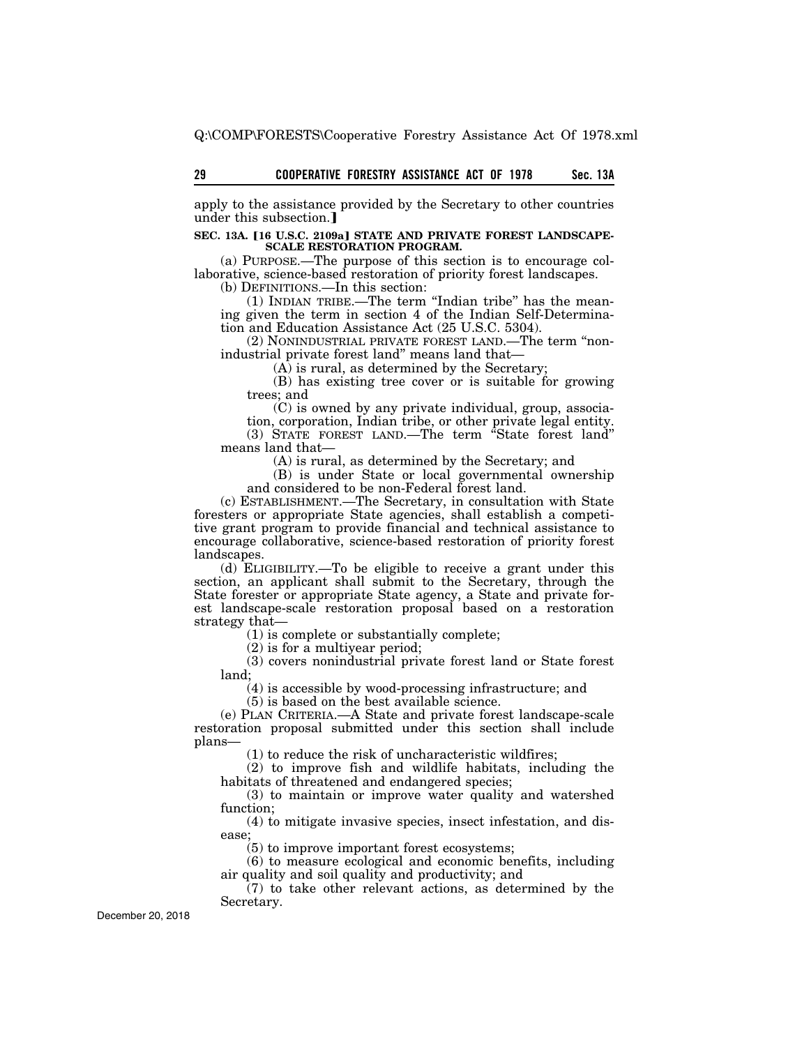apply to the assistance provided by the Secretary to other countries under this subsection.】

**SEC. 13A. 【16 U.S.C. 2109a】 STATE AND PRIVATE FOREST LANDSCAPE-SCALE RESTORATION PROGRAM.**

(a) PURPOSE.—The purpose of this section is to encourage collaborative, science-based restoration of priority forest landscapes.

(b) DEFINITIONS.—In this section:

(1) INDIAN TRIBE.—The term "Indian tribe" has the meaning given the term in section 4 of the Indian Self-Determination and Education Assistance Act (25 U.S.C. 5304).

(2) NONINDUSTRIAL PRIVATE FOREST LAND.—The term "nonindustrial private forest land" means land that—

(A) is rural, as determined by the Secretary;

(B) has existing tree cover or is suitable for growing trees; and

(C) is owned by any private individual, group, association, corporation, Indian tribe, or other private legal entity.

(3) STATE FOREST LAND.—The term "State forest land" means land that—

(A) is rural, as determined by the Secretary; and

(B) is under State or local governmental ownership and considered to be non-Federal forest land.

(c) ESTABLISHMENT.—The Secretary, in consultation with State foresters or appropriate State agencies, shall establish a competitive grant program to provide financial and technical assistance to encourage collaborative, science-based restoration of priority forest landscapes.

(d) ELIGIBILITY.—To be eligible to receive a grant under this section, an applicant shall submit to the Secretary, through the State forester or appropriate State agency, a State and private forest landscape-scale restoration proposal based on a restoration strategy that—

(1) is complete or substantially complete;

(2) is for a multiyear period;

(3) covers nonindustrial private forest land or State forest land;

(4) is accessible by wood-processing infrastructure; and

(5) is based on the best available science.

(e) PLAN CRITERIA.—A State and private forest landscape-scale restoration proposal submitted under this section shall include plans—

(1) to reduce the risk of uncharacteristic wildfires;

(2) to improve fish and wildlife habitats, including the habitats of threatened and endangered species;

(3) to maintain or improve water quality and watershed function;

(4) to mitigate invasive species, insect infestation, and disease;

(5) to improve important forest ecosystems;

(6) to measure ecological and economic benefits, including air quality and soil quality and productivity; and

(7) to take other relevant actions, as determined by the Secretary.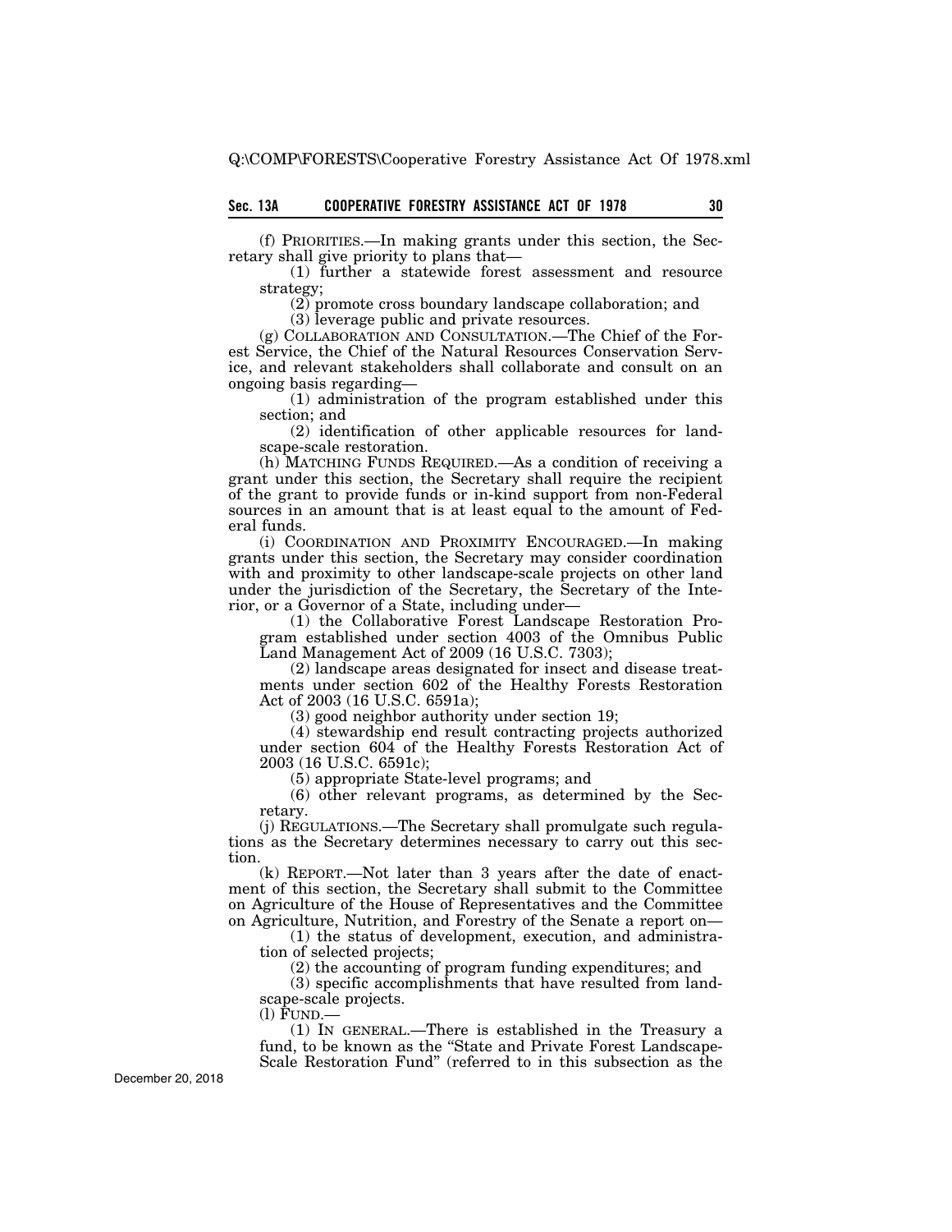(f) PRIORITIES.—In making grants under this section, the Secretary shall give priority to plans that—

(1) further a statewide forest assessment and resource strategy;

(2) promote cross boundary landscape collaboration; and

(3) leverage public and private resources.

(g) COLLABORATION AND CONSULTATION.—The Chief of the Forest Service, the Chief of the Natural Resources Conservation Service, and relevant stakeholders shall collaborate and consult on an ongoing basis regarding—

(1) administration of the program established under this section; and

(2) identification of other applicable resources for landscape-scale restoration.

(h) MATCHING FUNDS REQUIRED.—As a condition of receiving a grant under this section, the Secretary shall require the recipient of the grant to provide funds or in-kind support from non-Federal sources in an amount that is at least equal to the amount of Federal funds.

(i) COORDINATION AND PROXIMITY ENCOURAGED.—In making grants under this section, the Secretary may consider coordination with and proximity to other landscape-scale projects on other land under the jurisdiction of the Secretary, the Secretary of the Interior, or a Governor of a State, including under—

(1) the Collaborative Forest Landscape Restoration Program established under section 4003 of the Omnibus Public Land Management Act of 2009 (16 U.S.C. 7303);

(2) landscape areas designated for insect and disease treatments under section 602 of the Healthy Forests Restoration Act of 2003 (16 U.S.C. 6591a);

(3) good neighbor authority under section 19;

(4) stewardship end result contracting projects authorized under section 604 of the Healthy Forests Restoration Act of 2003 (16 U.S.C. 6591c);

(5) appropriate State-level programs; and

(6) other relevant programs, as determined by the Secretary.

(j) REGULATIONS.—The Secretary shall promulgate such regulations as the Secretary determines necessary to carry out this section.

(k) REPORT.—Not later than 3 years after the date of enactment of this section, the Secretary shall submit to the Committee on Agriculture of the House of Representatives and the Committee on Agriculture, Nutrition, and Forestry of the Senate a report on—

(1) the status of development, execution, and administration of selected projects;

(2) the accounting of program funding expenditures; and

(3) specific accomplishments that have resulted from landscape-scale projects.

(l) FUND.—

(1) IN GENERAL.—There is established in the Treasury a fund, to be known as the "State and Private Forest Landscape-Scale Restoration Fund" (referred to in this subsection as the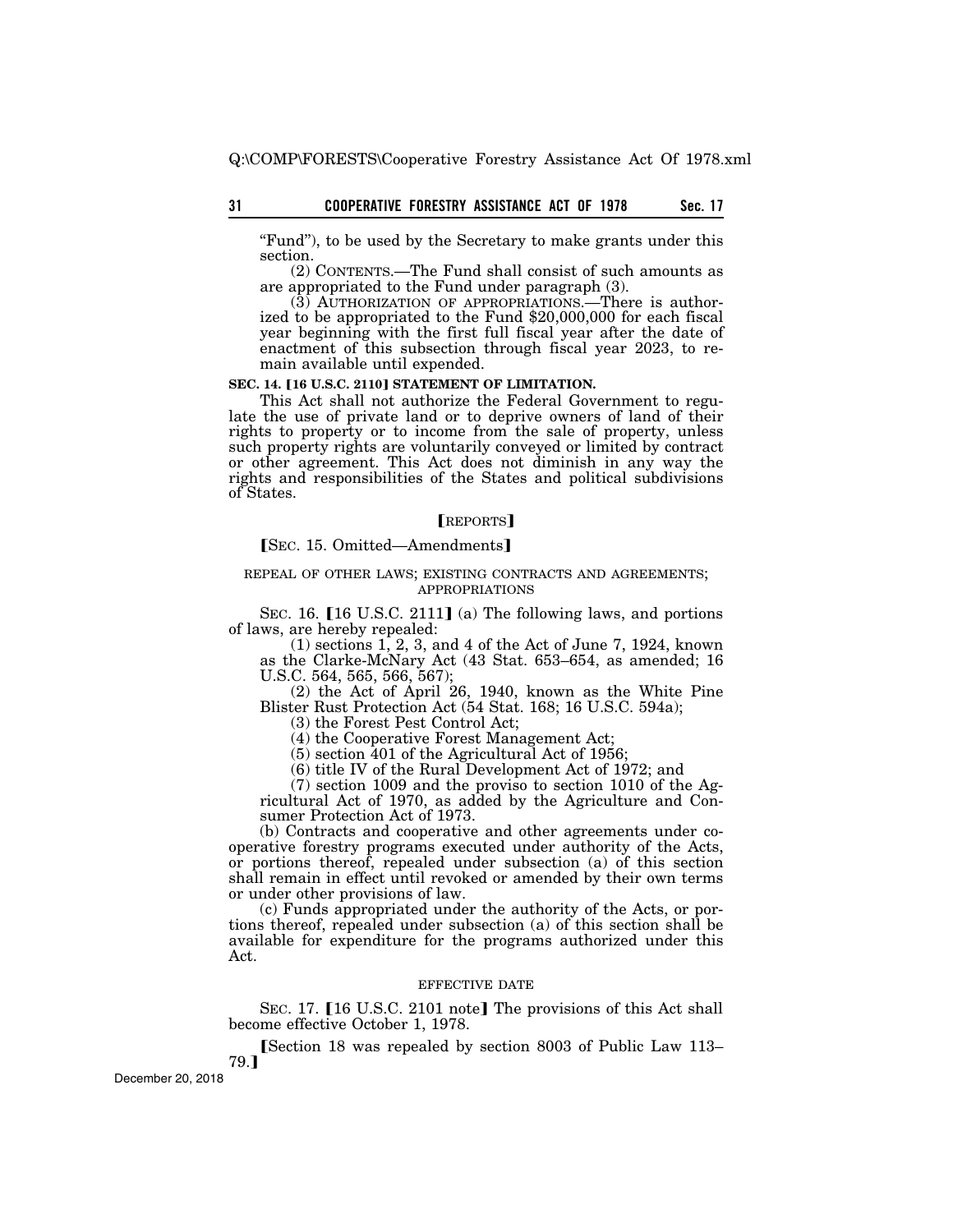"Fund"), to be used by the Secretary to make grants under this section.

(2) CONTENTS.—The Fund shall consist of such amounts as are appropriated to the Fund under paragraph (3).

(3) AUTHORIZATION OF APPROPRIATIONS.—There is authorized to be appropriated to the Fund $20,000,000 for each fiscal year beginning with the first full fiscal year after the date of enactment of this subsection through fiscal year 2023, to remain available until expended.

**SEC. 14. [16 U.S.C. 2110] STATEMENT OF LIMITATION.**

This Act shall not authorize the Federal Government to regulate the use of private land or to deprive owners of land of their rights to property or to income from the sale of property, unless such property rights are voluntarily conveyed or limited by contract or other agreement. This Act does not diminish in any way the rights and responsibilities of the States and political subdivisions of States.

[REPORTS]

[SEC. 15. Omitted—Amendments]

REPEAL OF OTHER LAWS; EXISTING CONTRACTS AND AGREEMENTS; APPROPRIATIONS

SEC. 16. [16 U.S.C. 2111] (a) The following laws, and portions of laws, are hereby repealed:

(1) sections 1, 2, 3, and 4 of the Act of June 7, 1924, known as the Clarke-McNary Act (43 Stat. 653–654, as amended; 16 U.S.C. 564, 565, 566, 567);

(2) the Act of April 26, 1940, known as the White Pine Blister Rust Protection Act (54 Stat. 168; 16 U.S.C. 594a);

(3) the Forest Pest Control Act;

(4) the Cooperative Forest Management Act;

(5) section 401 of the Agricultural Act of 1956;

(6) title IV of the Rural Development Act of 1972; and

(7) section 1009 and the proviso to section 1010 of the Agricultural Act of 1970, as added by the Agriculture and Consumer Protection Act of 1973.

(b) Contracts and cooperative and other agreements under cooperative forestry programs executed under authority of the Acts, or portions thereof, repealed under subsection (a) of this section shall remain in effect until revoked or amended by their own terms or under other provisions of law.

(c) Funds appropriated under the authority of the Acts, or portions thereof, repealed under subsection (a) of this section shall be available for expenditure for the programs authorized under this Act.

EFFECTIVE DATE

SEC. 17. [16 U.S.C. 2101 note] The provisions of this Act shall become effective October 1, 1978.

[Section 18 was repealed by section 8003 of Public Law 113–79.]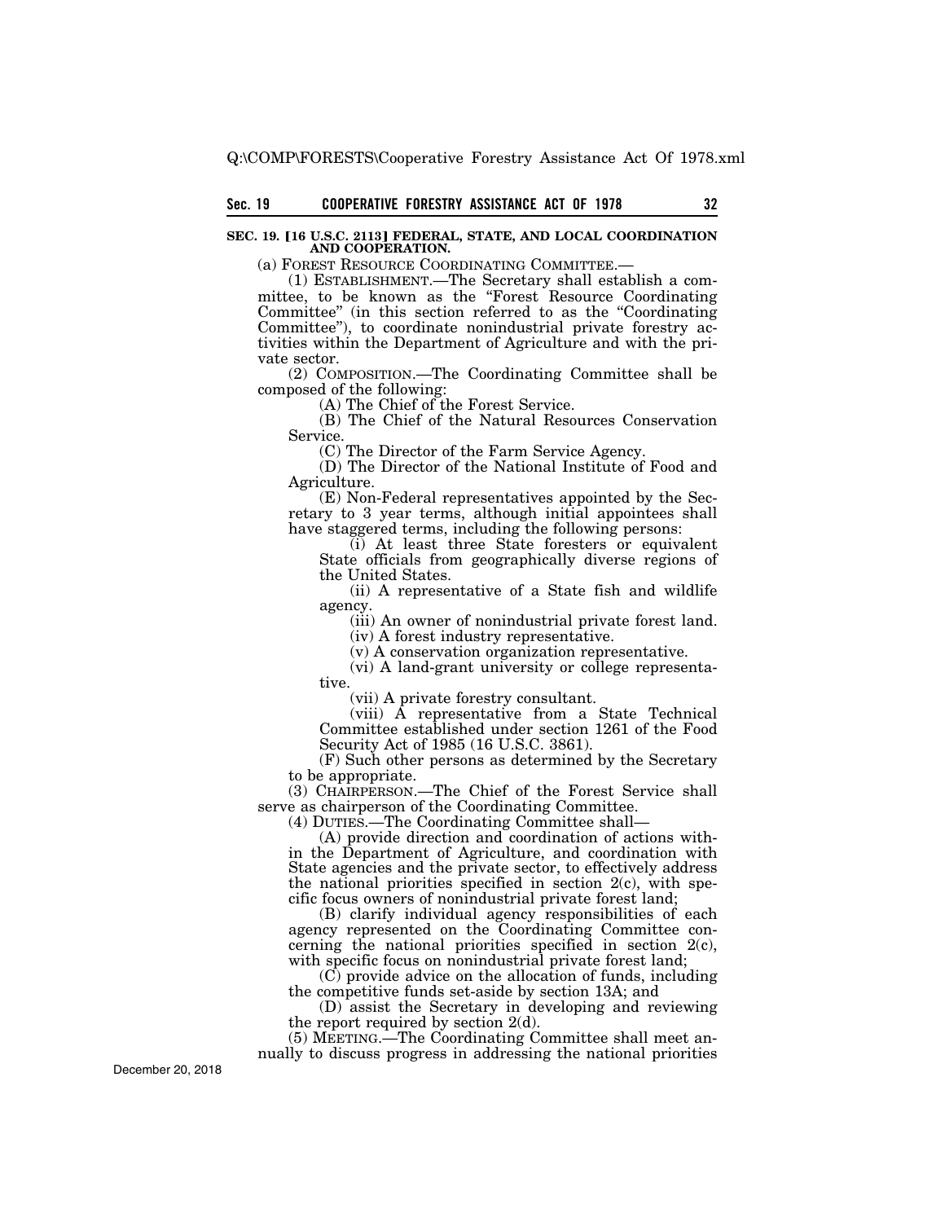**SEC. 19. [16 U.S.C. 2113] FEDERAL, STATE, AND LOCAL COORDINATION AND COOPERATION.**

(a) FOREST RESOURCE COORDINATING COMMITTEE.—

(1) ESTABLISHMENT.—The Secretary shall establish a committee, to be known as the "Forest Resource Coordinating Committee" (in this section referred to as the "Coordinating Committee"), to coordinate nonindustrial private forestry activities within the Department of Agriculture and with the private sector.

(2) COMPOSITION.—The Coordinating Committee shall be composed of the following:

(A) The Chief of the Forest Service.

(B) The Chief of the Natural Resources Conservation Service.

(C) The Director of the Farm Service Agency.

(D) The Director of the National Institute of Food and Agriculture.

(E) Non-Federal representatives appointed by the Secretary to 3 year terms, although initial appointees shall have staggered terms, including the following persons:

(i) At least three State foresters or equivalent State officials from geographically diverse regions of the United States.

(ii) A representative of a State fish and wildlife agency.

(iii) An owner of nonindustrial private forest land.

(iv) A forest industry representative.

(v) A conservation organization representative.

(vi) A land-grant university or college representative.

(vii) A private forestry consultant.

(viii) A representative from a State Technical Committee established under section 1261 of the Food Security Act of 1985 (16 U.S.C. 3861).

(F) Such other persons as determined by the Secretary to be appropriate.

(3) CHAIRPERSON.—The Chief of the Forest Service shall serve as chairperson of the Coordinating Committee.

(4) DUTIES.—The Coordinating Committee shall—

(A) provide direction and coordination of actions within the Department of Agriculture, and coordination with State agencies and the private sector, to effectively address the national priorities specified in section 2(c), with specific focus owners of nonindustrial private forest land;

(B) clarify individual agency responsibilities of each agency represented on the Coordinating Committee concerning the national priorities specified in section 2(c), with specific focus on nonindustrial private forest land;

(C) provide advice on the allocation of funds, including the competitive funds set-aside by section 13A; and

(D) assist the Secretary in developing and reviewing the report required by section 2(d).

(5) MEETING.—The Coordinating Committee shall meet annually to discuss progress in addressing the national priorities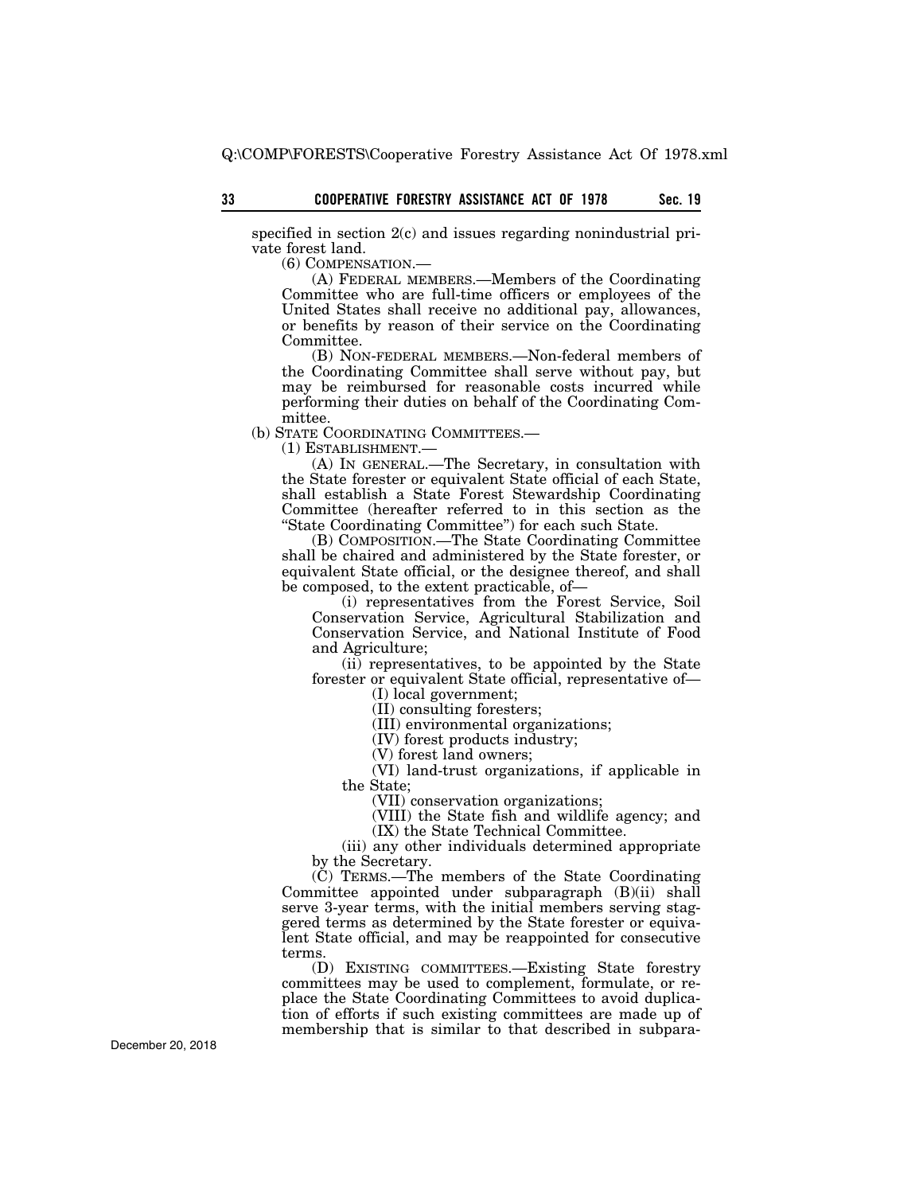specified in section 2(c) and issues regarding nonindustrial private forest land.

(6) COMPENSATION.—

(A) FEDERAL MEMBERS.—Members of the Coordinating Committee who are full-time officers or employees of the United States shall receive no additional pay, allowances, or benefits by reason of their service on the Coordinating Committee.

(B) NON-FEDERAL MEMBERS.—Non-federal members of the Coordinating Committee shall serve without pay, but may be reimbursed for reasonable costs incurred while performing their duties on behalf of the Coordinating Committee.

(b) STATE COORDINATING COMMITTEES.—

(1) ESTABLISHMENT.—

(A) IN GENERAL.—The Secretary, in consultation with the State forester or equivalent State official of each State, shall establish a State Forest Stewardship Coordinating Committee (hereafter referred to in this section as the "State Coordinating Committee") for each such State.

(B) COMPOSITION.—The State Coordinating Committee shall be chaired and administered by the State forester, or equivalent State official, or the designee thereof, and shall be composed, to the extent practicable, of—

(i) representatives from the Forest Service, Soil Conservation Service, Agricultural Stabilization and Conservation Service, and National Institute of Food and Agriculture;

(ii) representatives, to be appointed by the State forester or equivalent State official, representative of—

(I) local government;

(II) consulting foresters;

(III) environmental organizations;

(IV) forest products industry;

(V) forest land owners;

(VI) land-trust organizations, if applicable in the State;

(VII) conservation organizations;

(VIII) the State fish and wildlife agency; and

(IX) the State Technical Committee.

(iii) any other individuals determined appropriate by the Secretary.

(C) TERMS.—The members of the State Coordinating Committee appointed under subparagraph (B)(ii) shall serve 3-year terms, with the initial members serving staggered terms as determined by the State forester or equivalent State official, and may be reappointed for consecutive terms.

(D) EXISTING COMMITTEES.—Existing State forestry committees may be used to complement, formulate, or replace the State Coordinating Committees to avoid duplication of efforts if such existing committees are made up of membership that is similar to that described in subpara-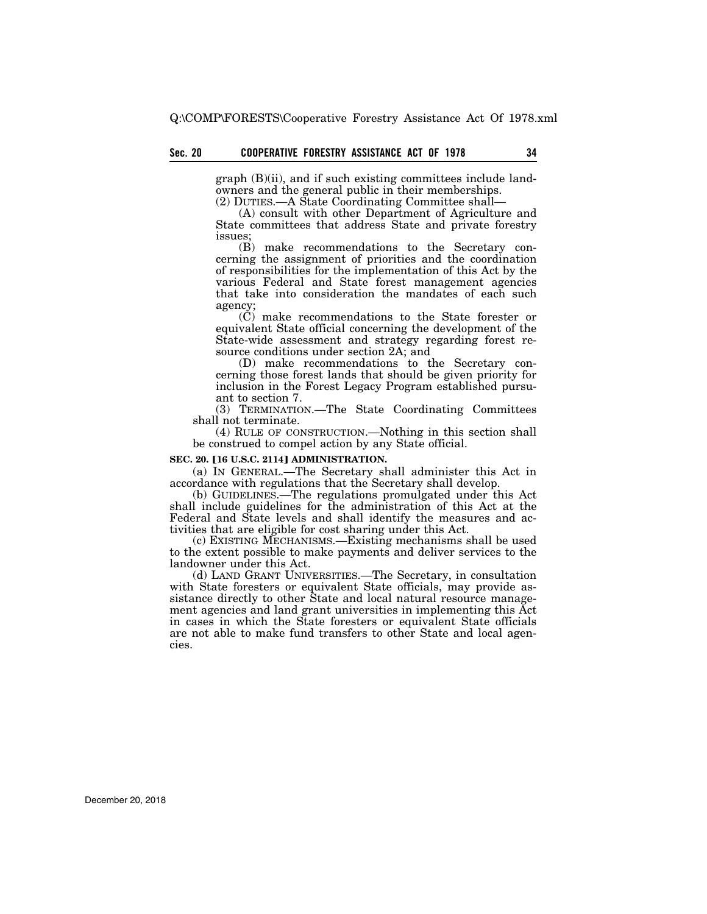graph (B)(ii), and if such existing committees include landowners and the general public in their memberships.

(2) DUTIES.—A State Coordinating Committee shall—

(A) consult with other Department of Agriculture and State committees that address State and private forestry issues;

(B) make recommendations to the Secretary concerning the assignment of priorities and the coordination of responsibilities for the implementation of this Act by the various Federal and State forest management agencies that take into consideration the mandates of each such agency;

(C) make recommendations to the State forester or equivalent State official concerning the development of the State-wide assessment and strategy regarding forest resource conditions under section 2A; and

(D) make recommendations to the Secretary concerning those forest lands that should be given priority for inclusion in the Forest Legacy Program established pursuant to section 7.

(3) TERMINATION.—The State Coordinating Committees shall not terminate.

(4) RULE OF CONSTRUCTION.—Nothing in this section shall be construed to compel action by any State official.

**SEC. 20. [16 U.S.C. 2114] ADMINISTRATION.**

(a) IN GENERAL.—The Secretary shall administer this Act in accordance with regulations that the Secretary shall develop.

(b) GUIDELINES.—The regulations promulgated under this Act shall include guidelines for the administration of this Act at the Federal and State levels and shall identify the measures and activities that are eligible for cost sharing under this Act.

(c) EXISTING MECHANISMS.—Existing mechanisms shall be used to the extent possible to make payments and deliver services to the landowner under this Act.

(d) LAND GRANT UNIVERSITIES.—The Secretary, in consultation with State foresters or equivalent State officials, may provide assistance directly to other State and local natural resource management agencies and land grant universities in implementing this Act in cases in which the State foresters or equivalent State officials are not able to make fund transfers to other State and local agencies.